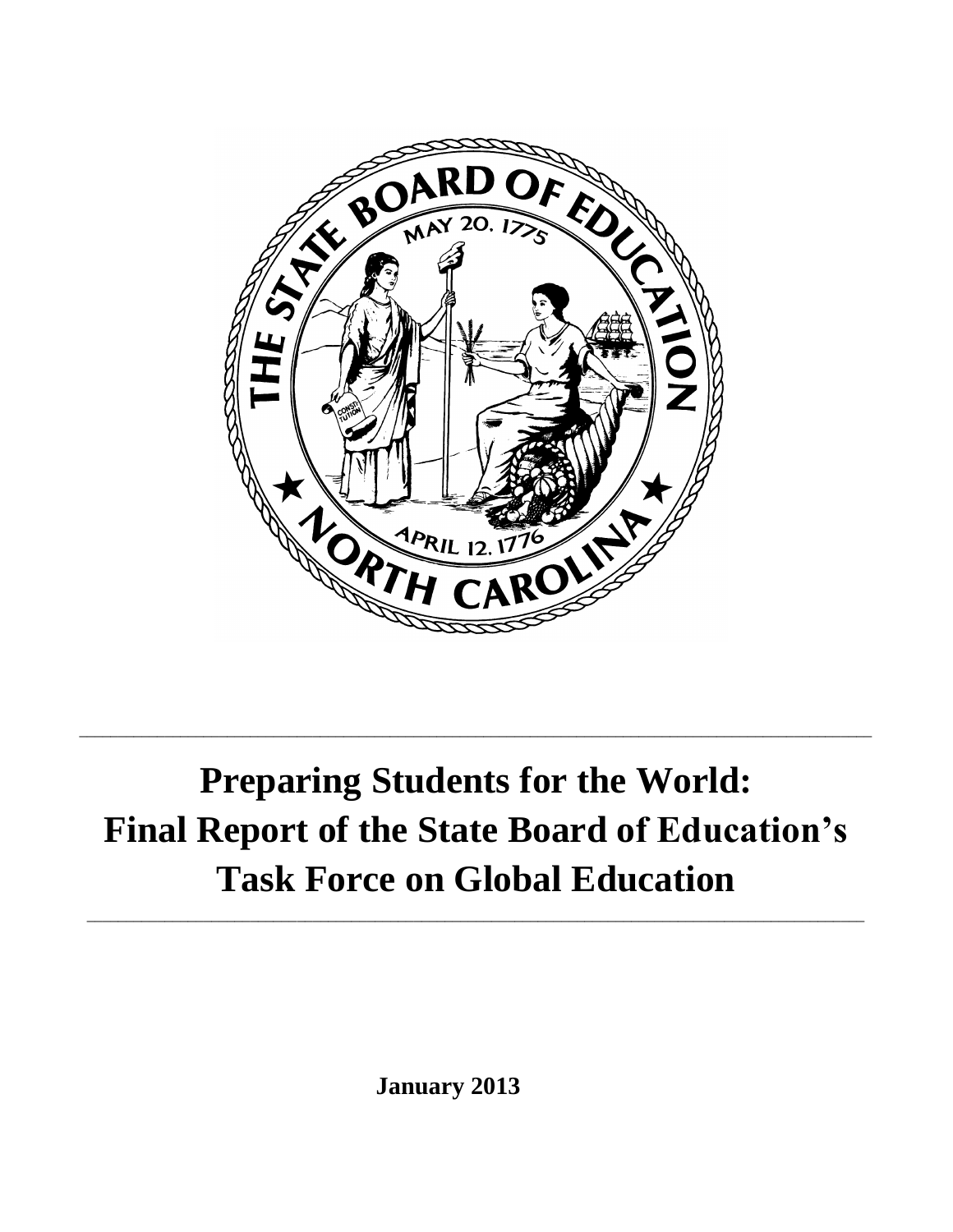# Preparing Students for the World: Final Report of the State Board of Education's Task Force on Global Education

**January 2013**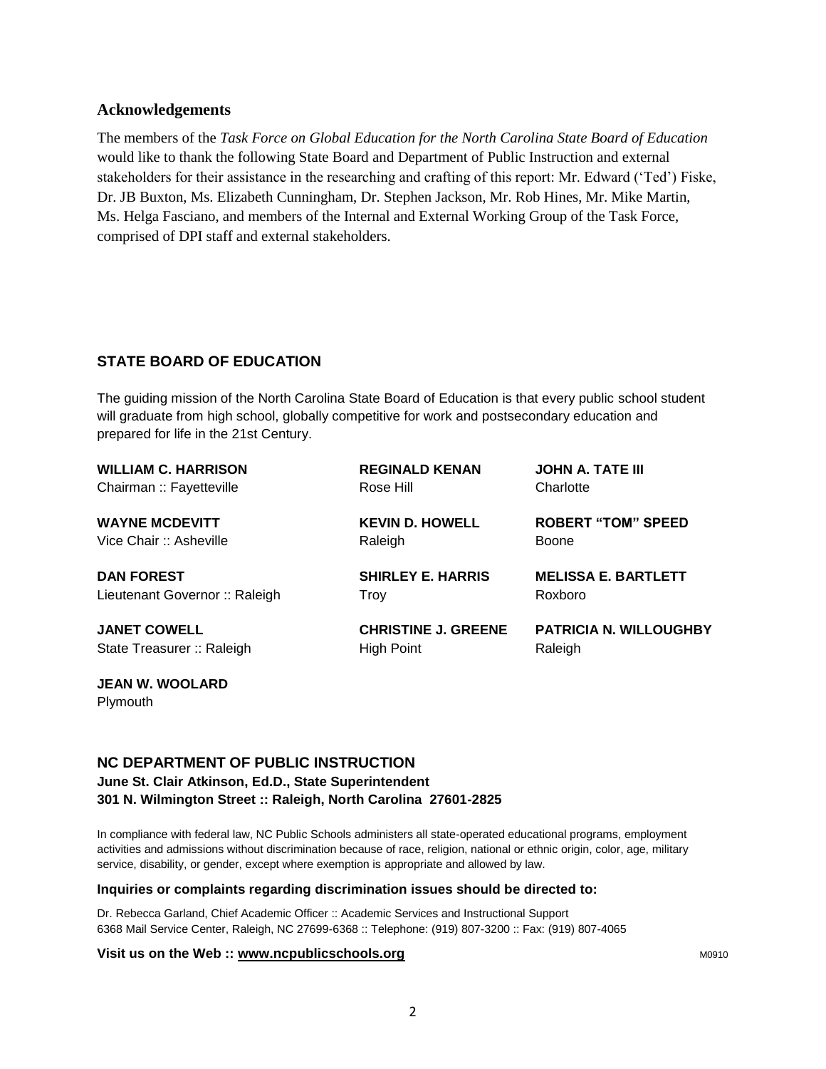## Acknowledgements

The members of the *Task Force on Global Education for the North Carolina State Board of Education* would like to thank the following State Board and Department of Public Instruction and external stakeholders for their assistance in the researching and crafting of this report: Mr. Edward ('Ted') Fiske, Dr. JB Buxton, Ms. Elizabeth Cunningham, Dr. Stephen Jackson, Mr. Rob Hines, Mr. Mike Martin, Ms. Helga Fasciano, and members of the Internal and External Working Group of the Task Force, comprised of DPI staff and external stakeholders.

## STATE BOARD OF EDUCATION

The guiding mission of the North Carolina State Board of Education is that every public school student will graduate from high school, globally competitive for work and postsecondary education and prepared for life in the 21st Century.

**WILLIAM C. HARRISON**
Chairman :: Fayetteville

**WAYNE MCDEVITT**
Vice Chair :: Asheville

**DAN FOREST**
Lieutenant Governor :: Raleigh

**JANET COWELL**
State Treasurer :: Raleigh

**JEAN W. WOOLARD**
Plymouth

**REGINALD KENAN**
Rose Hill

**KEVIN D. HOWELL**
Raleigh

**SHIRLEY E. HARRIS**
Troy

**CHRISTINE J. GREENE**
High Point

**JOHN A. TATE III**
Charlotte

**ROBERT "TOM" SPEED**
Boone

**MELISSA E. BARTLETT**
Roxboro

**PATRICIA N. WILLOUGHBY**
Raleigh

## NC DEPARTMENT OF PUBLIC INSTRUCTION

**June St. Clair Atkinson, Ed.D., State Superintendent**
**301 N. Wilmington Street :: Raleigh, North Carolina 27601-2825**

In compliance with federal law, NC Public Schools administers all state-operated educational programs, employment activities and admissions without discrimination because of race, religion, national or ethnic origin, color, age, military service, disability, or gender, except where exemption is appropriate and allowed by law.

**Inquiries or complaints regarding discrimination issues should be directed to:**

Dr. Rebecca Garland, Chief Academic Officer :: Academic Services and Instructional Support
6368 Mail Service Center, Raleigh, NC 27699-6368 :: Telephone: (919) 807-3200 :: Fax: (919) 807-4065

**Visit us on the Web :: www.ncpublicschools.org** M0910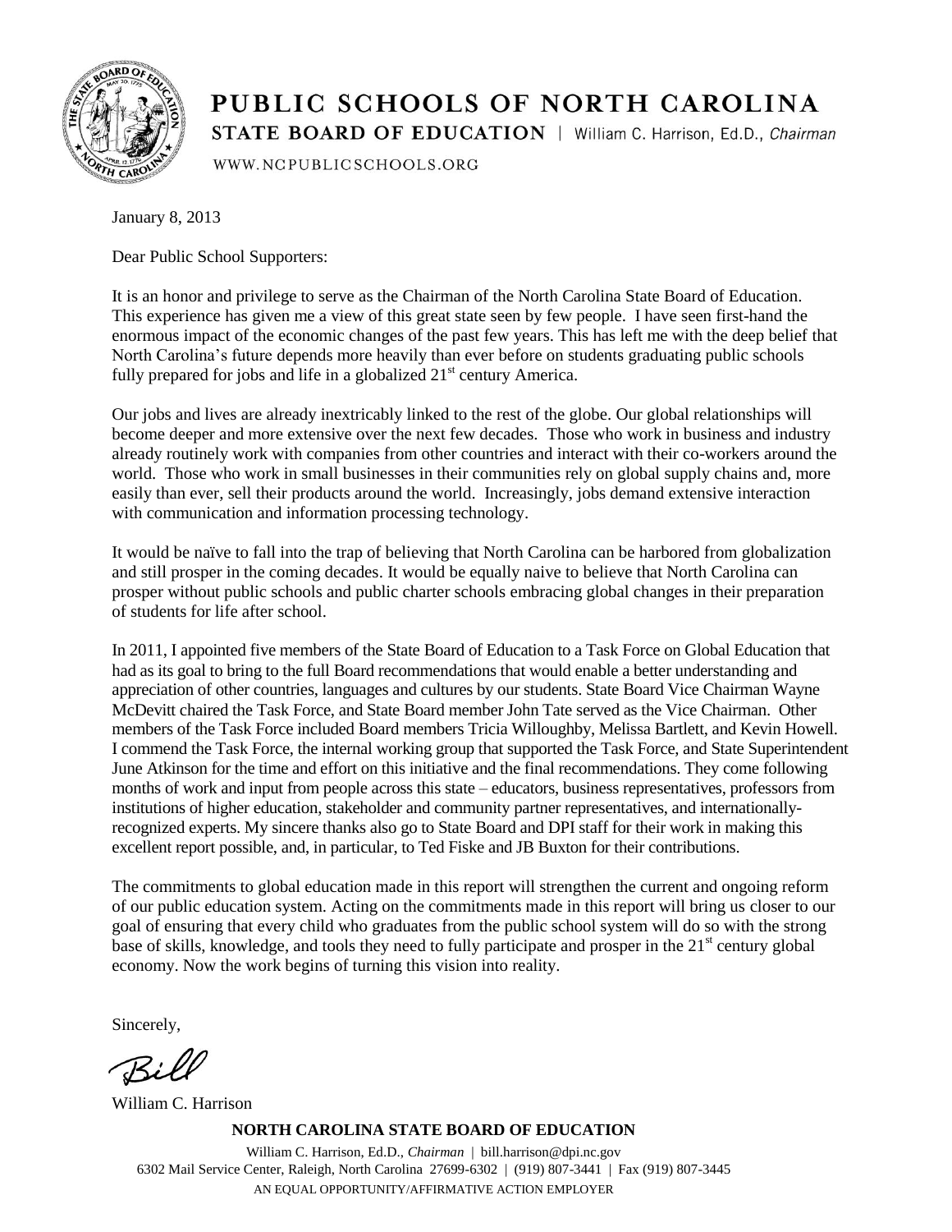# PUBLIC SCHOOLS OF NORTH CAROLINA

**STATE BOARD OF EDUCATION** | William C. Harrison, Ed.D., *Chairman*

WWW.NCPUBLICSCHOOLS.ORG

January 8, 2013

Dear Public School Supporters:

It is an honor and privilege to serve as the Chairman of the North Carolina State Board of Education. This experience has given me a view of this great state seen by few people. I have seen first-hand the enormous impact of the economic changes of the past few years. This has left me with the deep belief that North Carolina's future depends more heavily than ever before on students graduating public schools fully prepared for jobs and life in a globalized 21st century America.

Our jobs and lives are already inextricably linked to the rest of the globe. Our global relationships will become deeper and more extensive over the next few decades. Those who work in business and industry already routinely work with companies from other countries and interact with their co-workers around the world. Those who work in small businesses in their communities rely on global supply chains and, more easily than ever, sell their products around the world. Increasingly, jobs demand extensive interaction with communication and information processing technology.

It would be naïve to fall into the trap of believing that North Carolina can be harbored from globalization and still prosper in the coming decades. It would be equally naive to believe that North Carolina can prosper without public schools and public charter schools embracing global changes in their preparation of students for life after school.

In 2011, I appointed five members of the State Board of Education to a Task Force on Global Education that had as its goal to bring to the full Board recommendations that would enable a better understanding and appreciation of other countries, languages and cultures by our students. State Board Vice Chairman Wayne McDevitt chaired the Task Force, and State Board member John Tate served as the Vice Chairman. Other members of the Task Force included Board members Tricia Willoughby, Melissa Bartlett, and Kevin Howell. I commend the Task Force, the internal working group that supported the Task Force, and State Superintendent June Atkinson for the time and effort on this initiative and the final recommendations. They come following months of work and input from people across this state – educators, business representatives, professors from institutions of higher education, stakeholder and community partner representatives, and internationally-recognized experts. My sincere thanks also go to State Board and DPI staff for their work in making this excellent report possible, and, in particular, to Ted Fiske and JB Buxton for their contributions.

The commitments to global education made in this report will strengthen the current and ongoing reform of our public education system. Acting on the commitments made in this report will bring us closer to our goal of ensuring that every child who graduates from the public school system will do so with the strong base of skills, knowledge, and tools they need to fully participate and prosper in the 21st century global economy. Now the work begins of turning this vision into reality.

Sincerely,

Bill

William C. Harrison

**NORTH CAROLINA STATE BOARD OF EDUCATION**

William C. Harrison, Ed.D., *Chairman* | bill.harrison@dpi.nc.gov
6302 Mail Service Center, Raleigh, North Carolina 27699-6302 | (919) 807-3441 | Fax (919) 807-3445
AN EQUAL OPPORTUNITY/AFFIRMATIVE ACTION EMPLOYER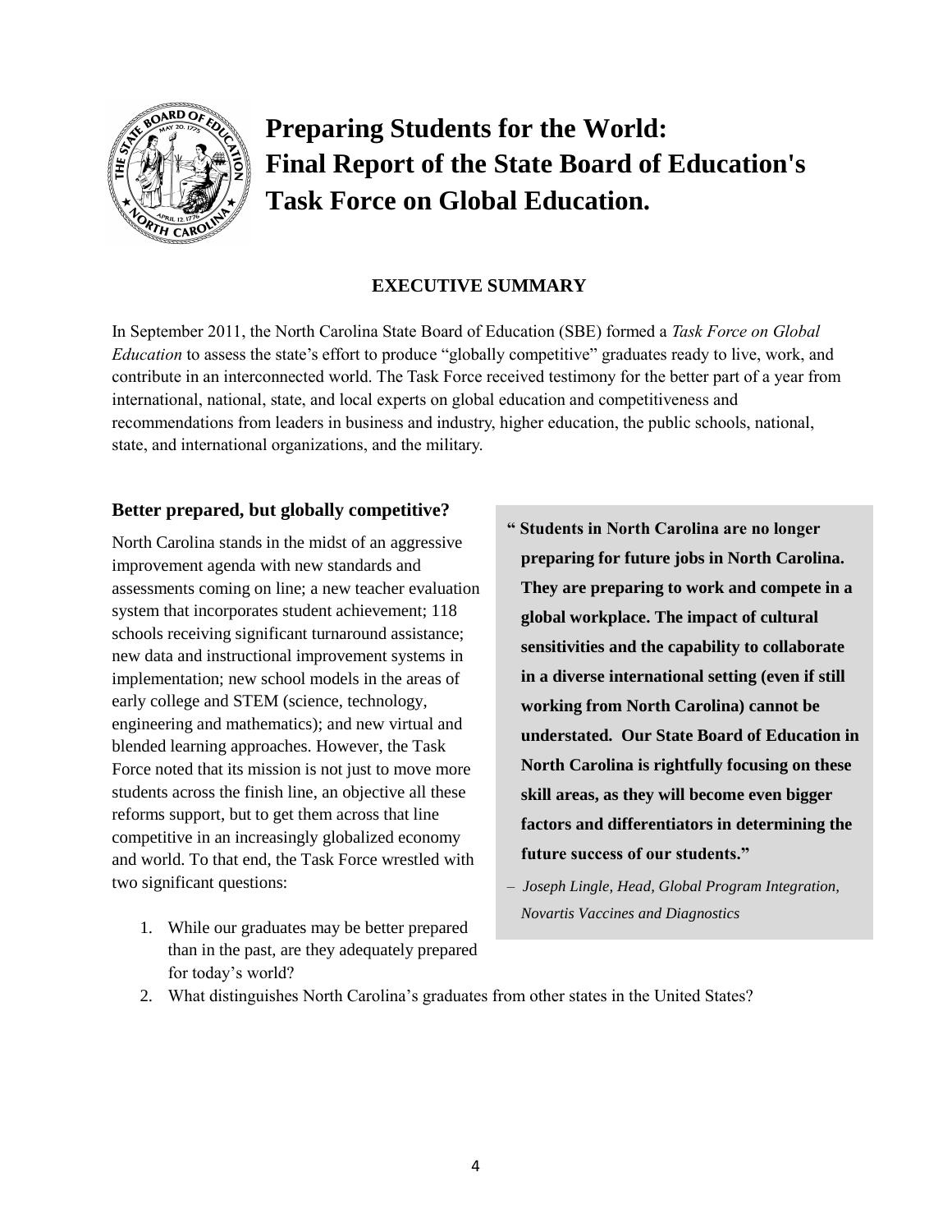# Preparing Students for the World: Final Report of the State Board of Education's Task Force on Global Education.

## EXECUTIVE SUMMARY

In September 2011, the North Carolina State Board of Education (SBE) formed a *Task Force on Global Education* to assess the state's effort to produce "globally competitive" graduates ready to live, work, and contribute in an interconnected world. The Task Force received testimony for the better part of a year from international, national, state, and local experts on global education and competitiveness and recommendations from leaders in business and industry, higher education, the public schools, national, state, and international organizations, and the military.

### Better prepared, but globally competitive?

North Carolina stands in the midst of an aggressive improvement agenda with new standards and assessments coming on line; a new teacher evaluation system that incorporates student achievement; 118 schools receiving significant turnaround assistance; new data and instructional improvement systems in implementation; new school models in the areas of early college and STEM (science, technology, engineering and mathematics); and new virtual and blended learning approaches. However, the Task Force noted that its mission is not just to move more students across the finish line, an objective all these reforms support, but to get them across that line competitive in an increasingly globalized economy and world. To that end, the Task Force wrestled with two significant questions:

1. While our graduates may be better prepared than in the past, are they adequately prepared for today's world?
2. What distinguishes North Carolina's graduates from other states in the United States?

> **" Students in North Carolina are no longer preparing for future jobs in North Carolina. They are preparing to work and compete in a global workplace. The impact of cultural sensitivities and the capability to collaborate in a diverse international setting (even if still working from North Carolina) cannot be understated. Our State Board of Education in North Carolina is rightfully focusing on these skill areas, as they will become even bigger factors and differentiators in determining the future success of our students."**
>
> – *Joseph Lingle, Head, Global Program Integration, Novartis Vaccines and Diagnostics*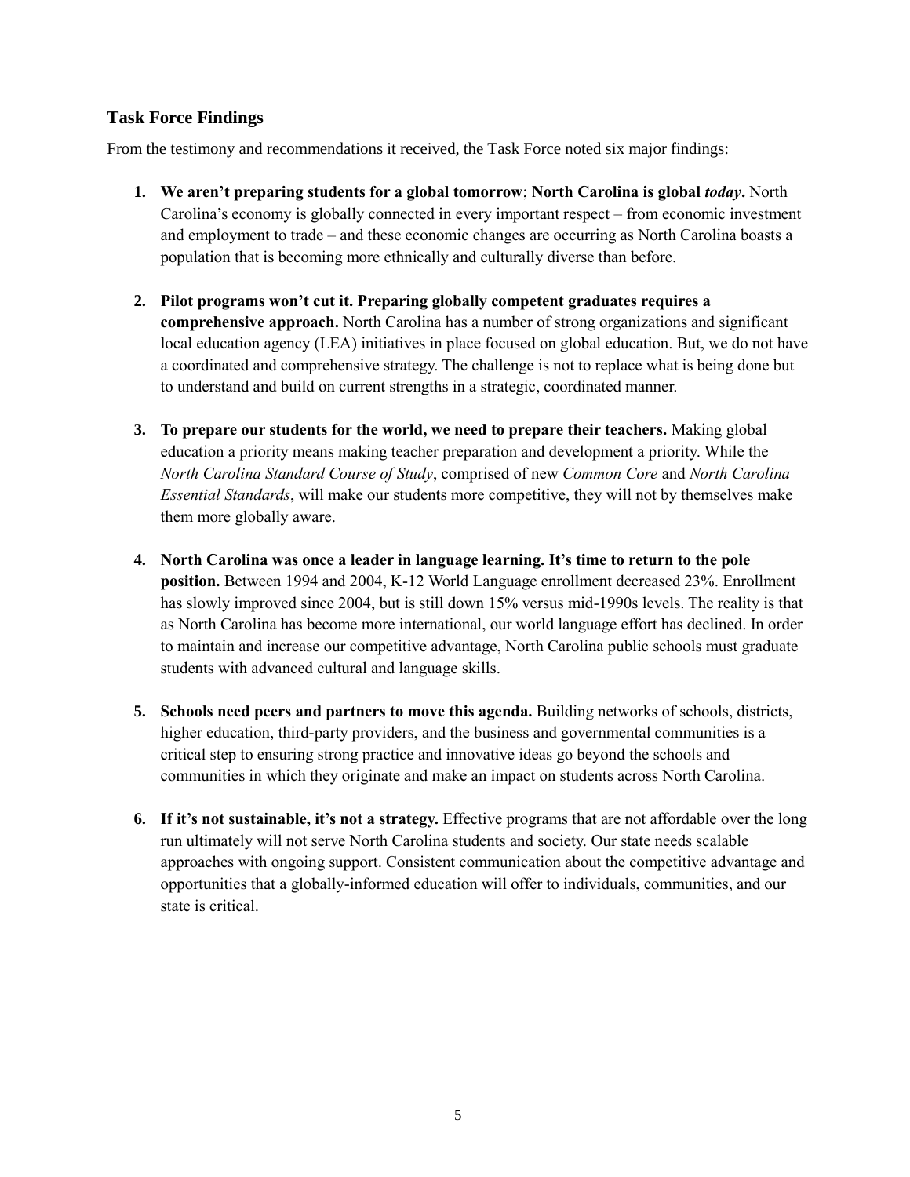## Task Force Findings

From the testimony and recommendations it received, the Task Force noted six major findings:

1. **We aren't preparing students for a global tomorrow**; **North Carolina is global *today*.** North Carolina's economy is globally connected in every important respect – from economic investment and employment to trade – and these economic changes are occurring as North Carolina boasts a population that is becoming more ethnically and culturally diverse than before.

2. **Pilot programs won't cut it. Preparing globally competent graduates requires a comprehensive approach.** North Carolina has a number of strong organizations and significant local education agency (LEA) initiatives in place focused on global education. But, we do not have a coordinated and comprehensive strategy. The challenge is not to replace what is being done but to understand and build on current strengths in a strategic, coordinated manner.

3. **To prepare our students for the world, we need to prepare their teachers.** Making global education a priority means making teacher preparation and development a priority. While the *North Carolina Standard Course of Study*, comprised of new *Common Core* and *North Carolina Essential Standards*, will make our students more competitive, they will not by themselves make them more globally aware.

4. **North Carolina was once a leader in language learning. It's time to return to the pole position.** Between 1994 and 2004, K-12 World Language enrollment decreased 23%. Enrollment has slowly improved since 2004, but is still down 15% versus mid-1990s levels. The reality is that as North Carolina has become more international, our world language effort has declined. In order to maintain and increase our competitive advantage, North Carolina public schools must graduate students with advanced cultural and language skills.

5. **Schools need peers and partners to move this agenda.** Building networks of schools, districts, higher education, third-party providers, and the business and governmental communities is a critical step to ensuring strong practice and innovative ideas go beyond the schools and communities in which they originate and make an impact on students across North Carolina.

6. **If it's not sustainable, it's not a strategy.** Effective programs that are not affordable over the long run ultimately will not serve North Carolina students and society. Our state needs scalable approaches with ongoing support. Consistent communication about the competitive advantage and opportunities that a globally-informed education will offer to individuals, communities, and our state is critical.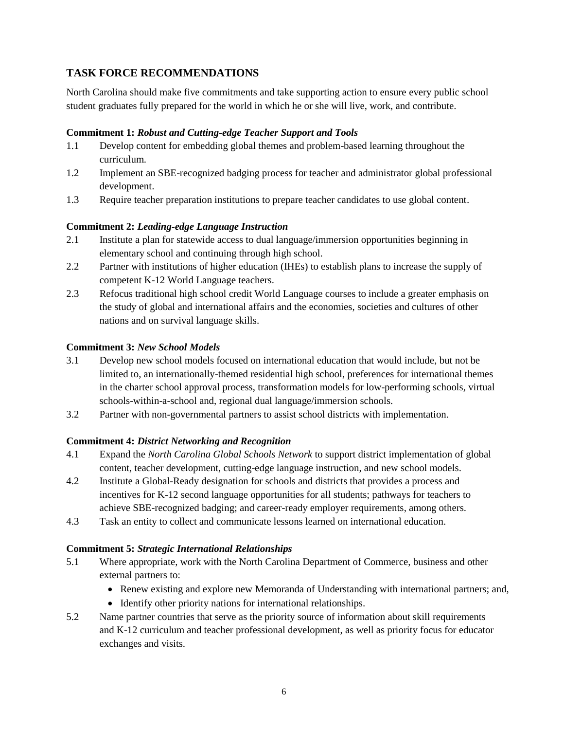## TASK FORCE RECOMMENDATIONS

North Carolina should make five commitments and take supporting action to ensure every public school student graduates fully prepared for the world in which he or she will live, work, and contribute.

**Commitment 1:** ***Robust and Cutting-edge Teacher Support and Tools***

1.1 Develop content for embedding global themes and problem-based learning throughout the curriculum.

1.2 Implement an SBE-recognized badging process for teacher and administrator global professional development.

1.3 Require teacher preparation institutions to prepare teacher candidates to use global content.

**Commitment 2:** ***Leading-edge Language Instruction***

2.1 Institute a plan for statewide access to dual language/immersion opportunities beginning in elementary school and continuing through high school.

2.2 Partner with institutions of higher education (IHEs) to establish plans to increase the supply of competent K-12 World Language teachers.

2.3 Refocus traditional high school credit World Language courses to include a greater emphasis on the study of global and international affairs and the economies, societies and cultures of other nations and on survival language skills.

**Commitment 3:** ***New School Models***

3.1 Develop new school models focused on international education that would include, but not be limited to, an internationally-themed residential high school, preferences for international themes in the charter school approval process, transformation models for low-performing schools, virtual schools-within-a-school and, regional dual language/immersion schools.

3.2 Partner with non-governmental partners to assist school districts with implementation.

**Commitment 4:** ***District Networking and Recognition***

4.1 Expand the *North Carolina Global Schools Network* to support district implementation of global content, teacher development, cutting-edge language instruction, and new school models.

4.2 Institute a Global-Ready designation for schools and districts that provides a process and incentives for K-12 second language opportunities for all students; pathways for teachers to achieve SBE-recognized badging; and career-ready employer requirements, among others.

4.3 Task an entity to collect and communicate lessons learned on international education.

**Commitment 5:** ***Strategic International Relationships***

5.1 Where appropriate, work with the North Carolina Department of Commerce, business and other external partners to:

- Renew existing and explore new Memoranda of Understanding with international partners; and,
- Identify other priority nations for international relationships.

5.2 Name partner countries that serve as the priority source of information about skill requirements and K-12 curriculum and teacher professional development, as well as priority focus for educator exchanges and visits.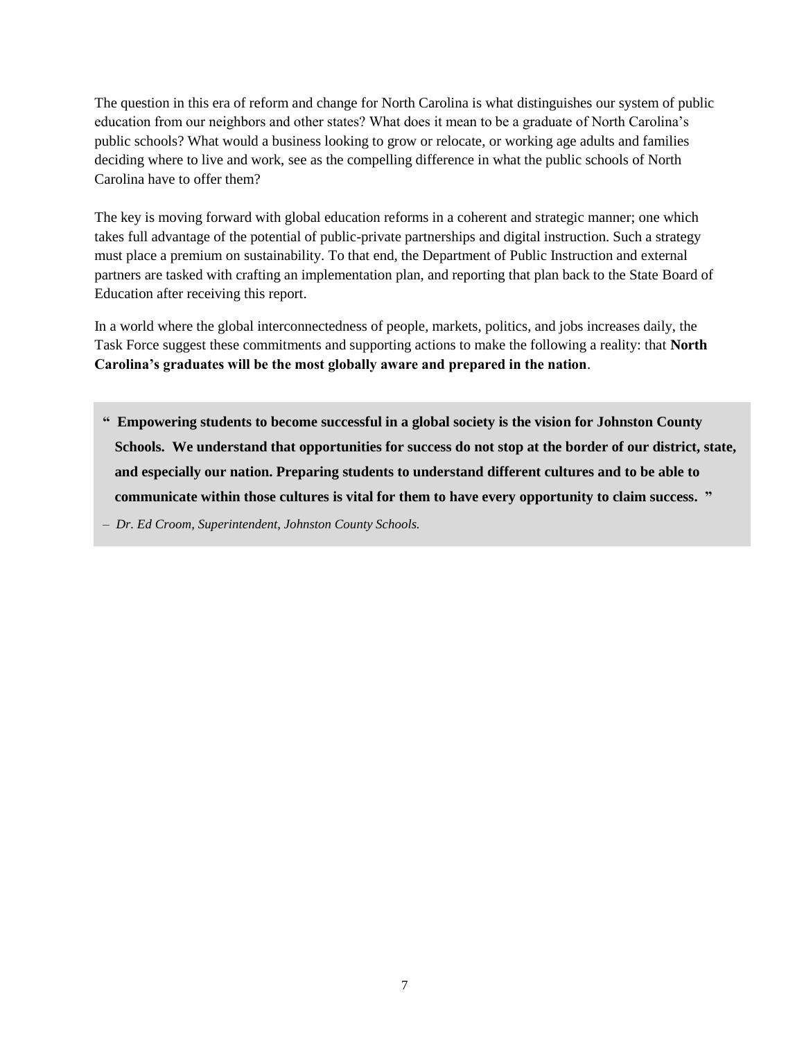The question in this era of reform and change for North Carolina is what distinguishes our system of public education from our neighbors and other states? What does it mean to be a graduate of North Carolina's public schools? What would a business looking to grow or relocate, or working age adults and families deciding where to live and work, see as the compelling difference in what the public schools of North Carolina have to offer them?

The key is moving forward with global education reforms in a coherent and strategic manner; one which takes full advantage of the potential of public-private partnerships and digital instruction. Such a strategy must place a premium on sustainability. To that end, the Department of Public Instruction and external partners are tasked with crafting an implementation plan, and reporting that plan back to the State Board of Education after receiving this report.

In a world where the global interconnectedness of people, markets, politics, and jobs increases daily, the Task Force suggest these commitments and supporting actions to make the following a reality: that **North Carolina's graduates will be the most globally aware and prepared in the nation**.

> **" Empowering students to become successful in a global society is the vision for Johnston County Schools. We understand that opportunities for success do not stop at the border of our district, state, and especially our nation. Preparing students to understand different cultures and to be able to communicate within those cultures is vital for them to have every opportunity to claim success. "**
>
> – *Dr. Ed Croom, Superintendent, Johnston County Schools.*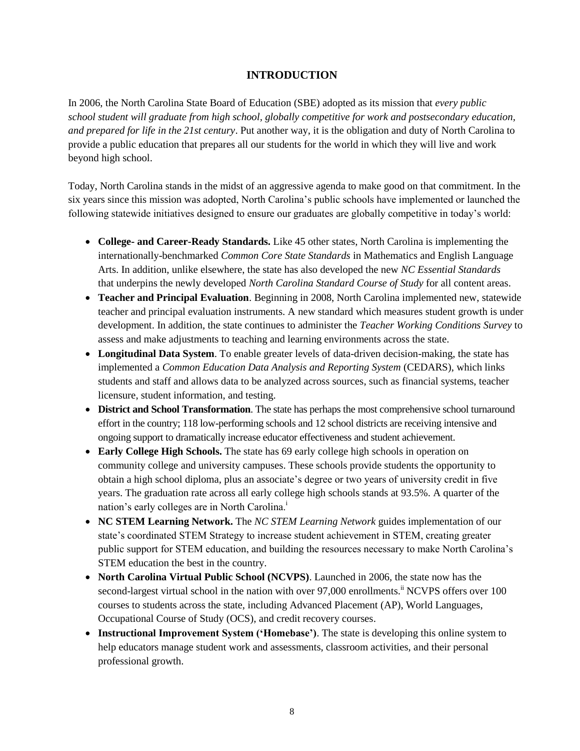# INTRODUCTION

In 2006, the North Carolina State Board of Education (SBE) adopted as its mission that *every public school student will graduate from high school, globally competitive for work and postsecondary education, and prepared for life in the 21st century*. Put another way, it is the obligation and duty of North Carolina to provide a public education that prepares all our students for the world in which they will live and work beyond high school.

Today, North Carolina stands in the midst of an aggressive agenda to make good on that commitment. In the six years since this mission was adopted, North Carolina's public schools have implemented or launched the following statewide initiatives designed to ensure our graduates are globally competitive in today's world:

- **College- and Career-Ready Standards.** Like 45 other states, North Carolina is implementing the internationally-benchmarked *Common Core State Standards* in Mathematics and English Language Arts. In addition, unlike elsewhere, the state has also developed the new *NC Essential Standards* that underpins the newly developed *North Carolina Standard Course of Study* for all content areas.
- **Teacher and Principal Evaluation**. Beginning in 2008, North Carolina implemented new, statewide teacher and principal evaluation instruments. A new standard which measures student growth is under development. In addition, the state continues to administer the *Teacher Working Conditions Survey* to assess and make adjustments to teaching and learning environments across the state.
- **Longitudinal Data System**. To enable greater levels of data-driven decision-making, the state has implemented a *Common Education Data Analysis and Reporting System* (CEDARS), which links students and staff and allows data to be analyzed across sources, such as financial systems, teacher licensure, student information, and testing.
- **District and School Transformation**. The state has perhaps the most comprehensive school turnaround effort in the country; 118 low-performing schools and 12 school districts are receiving intensive and ongoing support to dramatically increase educator effectiveness and student achievement.
- **Early College High Schools.** The state has 69 early college high schools in operation on community college and university campuses. These schools provide students the opportunity to obtain a high school diploma, plus an associate's degree or two years of university credit in five years. The graduation rate across all early college high schools stands at 93.5%. A quarter of the nation's early colleges are in North Carolina.[i]
- **NC STEM Learning Network.** The *NC STEM Learning Network* guides implementation of our state's coordinated STEM Strategy to increase student achievement in STEM, creating greater public support for STEM education, and building the resources necessary to make North Carolina's STEM education the best in the country.
- **North Carolina Virtual Public School (NCVPS)**. Launched in 2006, the state now has the second-largest virtual school in the nation with over 97,000 enrollments.[ii] NCVPS offers over 100 courses to students across the state, including Advanced Placement (AP), World Languages, Occupational Course of Study (OCS), and credit recovery courses.
- **Instructional Improvement System ('Homebase')**. The state is developing this online system to help educators manage student work and assessments, classroom activities, and their personal professional growth.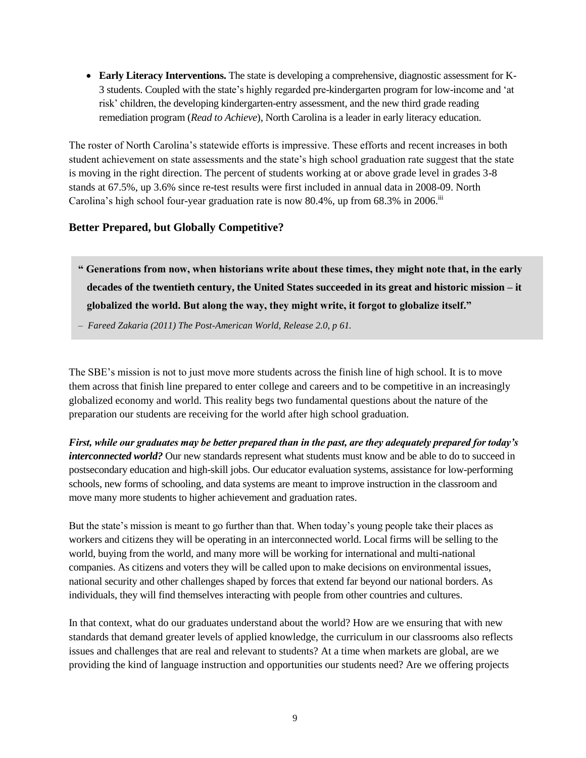- **Early Literacy Interventions.** The state is developing a comprehensive, diagnostic assessment for K-3 students. Coupled with the state's highly regarded pre-kindergarten program for low-income and 'at risk' children, the developing kindergarten-entry assessment, and the new third grade reading remediation program (*Read to Achieve*), North Carolina is a leader in early literacy education.

The roster of North Carolina's statewide efforts is impressive. These efforts and recent increases in both student achievement on state assessments and the state's high school graduation rate suggest that the state is moving in the right direction. The percent of students working at or above grade level in grades 3-8 stands at 67.5%, up 3.6% since re-test results were first included in annual data in 2008-09. North Carolina's high school four-year graduation rate is now 80.4%, up from 68.3% in 2006.[iii]

### Better Prepared, but Globally Competitive?

> **" Generations from now, when historians write about these times, they might note that, in the early decades of the twentieth century, the United States succeeded in its great and historic mission – it globalized the world. But along the way, they might write, it forgot to globalize itself."**
>
> – *Fareed Zakaria (2011) The Post-American World, Release 2.0, p 61.*

The SBE's mission is not to just move more students across the finish line of high school. It is to move them across that finish line prepared to enter college and careers and to be competitive in an increasingly globalized economy and world. This reality begs two fundamental questions about the nature of the preparation our students are receiving for the world after high school graduation.

***First, while our graduates may be better prepared than in the past, are they adequately prepared for today's interconnected world?*** Our new standards represent what students must know and be able to do to succeed in postsecondary education and high-skill jobs. Our educator evaluation systems, assistance for low-performing schools, new forms of schooling, and data systems are meant to improve instruction in the classroom and move many more students to higher achievement and graduation rates.

But the state's mission is meant to go further than that. When today's young people take their places as workers and citizens they will be operating in an interconnected world. Local firms will be selling to the world, buying from the world, and many more will be working for international and multi-national companies. As citizens and voters they will be called upon to make decisions on environmental issues, national security and other challenges shaped by forces that extend far beyond our national borders. As individuals, they will find themselves interacting with people from other countries and cultures.

In that context, what do our graduates understand about the world? How are we ensuring that with new standards that demand greater levels of applied knowledge, the curriculum in our classrooms also reflects issues and challenges that are real and relevant to students? At a time when markets are global, are we providing the kind of language instruction and opportunities our students need? Are we offering projects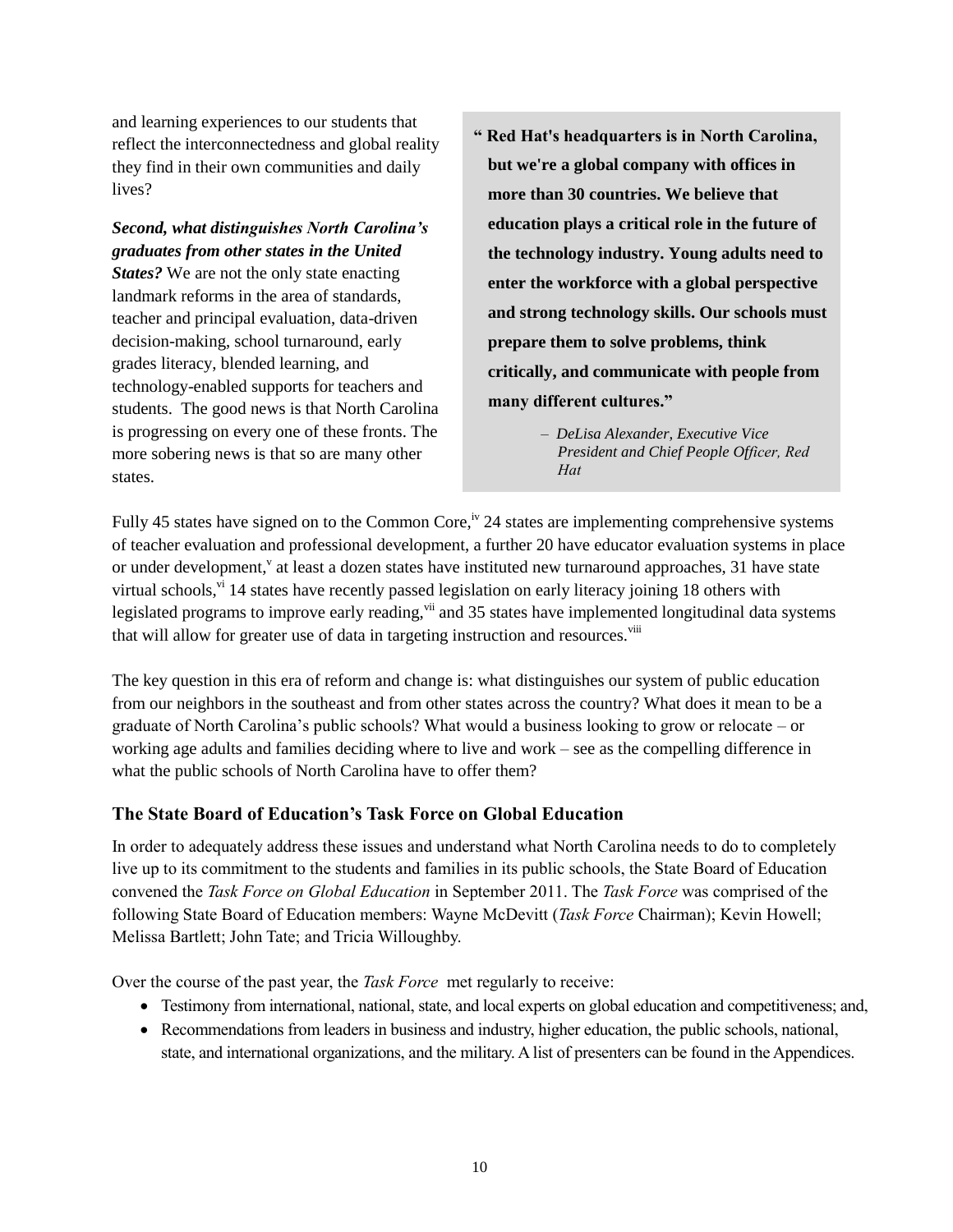and learning experiences to our students that reflect the interconnectedness and global reality they find in their own communities and daily lives?

***Second, what distinguishes North Carolina's graduates from other states in the United States?*** We are not the only state enacting landmark reforms in the area of standards, teacher and principal evaluation, data-driven decision-making, school turnaround, early grades literacy, blended learning, and technology-enabled supports for teachers and students. The good news is that North Carolina is progressing on every one of these fronts. The more sobering news is that so are many other states.

> **" Red Hat's headquarters is in North Carolina, but we're a global company with offices in more than 30 countries. We believe that education plays a critical role in the future of the technology industry. Young adults need to enter the workforce with a global perspective and strong technology skills. Our schools must prepare them to solve problems, think critically, and communicate with people from many different cultures."**
>
> *– DeLisa Alexander, Executive Vice President and Chief People Officer, Red Hat*

Fully 45 states have signed on to the Common Core,[iv] 24 states are implementing comprehensive systems of teacher evaluation and professional development, a further 20 have educator evaluation systems in place or under development,[v] at least a dozen states have instituted new turnaround approaches, 31 have state virtual schools,[vi] 14 states have recently passed legislation on early literacy joining 18 others with legislated programs to improve early reading,[vii] and 35 states have implemented longitudinal data systems that will allow for greater use of data in targeting instruction and resources.[viii]

The key question in this era of reform and change is: what distinguishes our system of public education from our neighbors in the southeast and from other states across the country? What does it mean to be a graduate of North Carolina's public schools? What would a business looking to grow or relocate – or working age adults and families deciding where to live and work – see as the compelling difference in what the public schools of North Carolina have to offer them?

### The State Board of Education's Task Force on Global Education

In order to adequately address these issues and understand what North Carolina needs to do to completely live up to its commitment to the students and families in its public schools, the State Board of Education convened the *Task Force on Global Education* in September 2011. The *Task Force* was comprised of the following State Board of Education members: Wayne McDevitt (*Task Force* Chairman); Kevin Howell; Melissa Bartlett; John Tate; and Tricia Willoughby.

Over the course of the past year, the *Task Force* met regularly to receive:

- Testimony from international, national, state, and local experts on global education and competitiveness; and,
- Recommendations from leaders in business and industry, higher education, the public schools, national, state, and international organizations, and the military. A list of presenters can be found in the Appendices.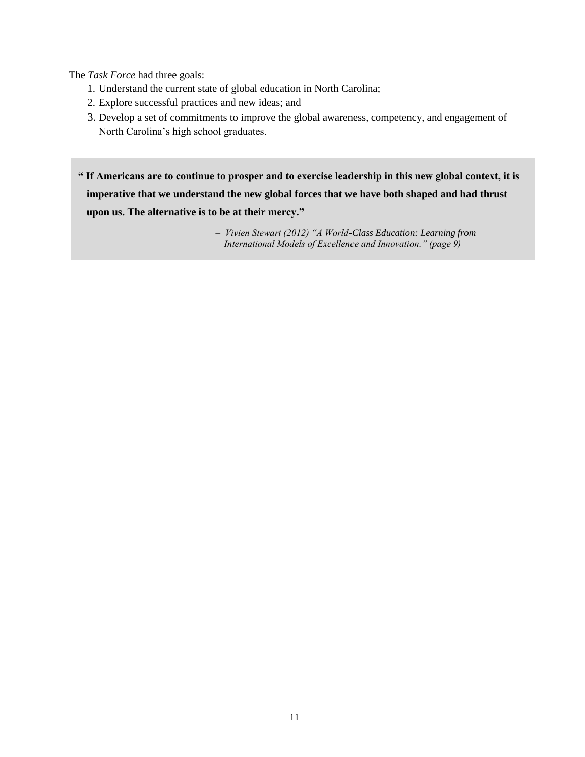The *Task Force* had three goals:

1. Understand the current state of global education in North Carolina;
2. Explore successful practices and new ideas; and
3. Develop a set of commitments to improve the global awareness, competency, and engagement of North Carolina's high school graduates.

> **" If Americans are to continue to prosper and to exercise leadership in this new global context, it is imperative that we understand the new global forces that we have both shaped and had thrust upon us. The alternative is to be at their mercy."**
>
> – *Vivien Stewart (2012) "A World-Class Education: Learning from International Models of Excellence and Innovation." (page 9)*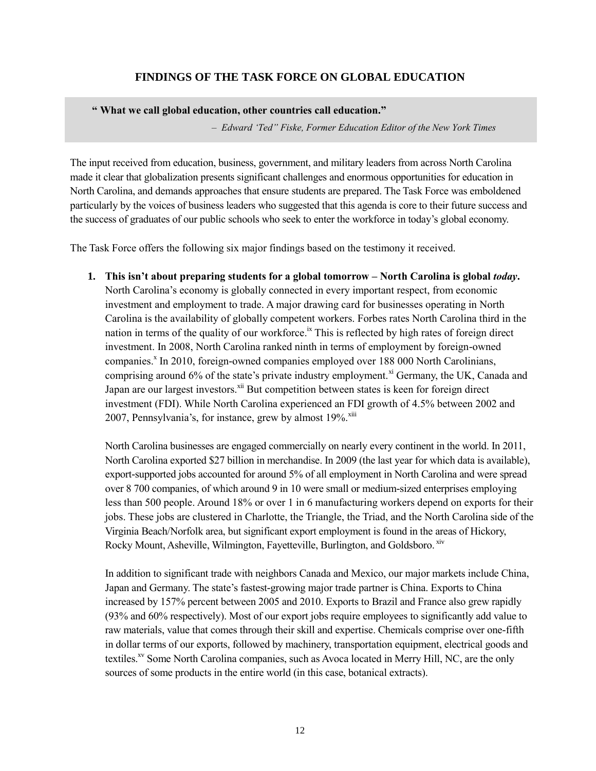## FINDINGS OF THE TASK FORCE ON GLOBAL EDUCATION

> **" What we call global education, other countries call education."**
>
> – *Edward 'Ted" Fiske, Former Education Editor of the New York Times*

The input received from education, business, government, and military leaders from across North Carolina made it clear that globalization presents significant challenges and enormous opportunities for education in North Carolina, and demands approaches that ensure students are prepared. The Task Force was emboldened particularly by the voices of business leaders who suggested that this agenda is core to their future success and the success of graduates of our public schools who seek to enter the workforce in today's global economy.

The Task Force offers the following six major findings based on the testimony it received.

1. **This isn't about preparing students for a global tomorrow – North Carolina is global *today*.** North Carolina's economy is globally connected in every important respect, from economic investment and employment to trade. A major drawing card for businesses operating in North Carolina is the availability of globally competent workers. Forbes rates North Carolina third in the nation in terms of the quality of our workforce.[ix] This is reflected by high rates of foreign direct investment. In 2008, North Carolina ranked ninth in terms of employment by foreign-owned companies.[x] In 2010, foreign-owned companies employed over 188 000 North Carolinians, comprising around 6% of the state's private industry employment.[xi] Germany, the UK, Canada and Japan are our largest investors.[xii] But competition between states is keen for foreign direct investment (FDI). While North Carolina experienced an FDI growth of 4.5% between 2002 and 2007, Pennsylvania's, for instance, grew by almost 19%.[xiii]

   North Carolina businesses are engaged commercially on nearly every continent in the world. In 2011, North Carolina exported \$27 billion in merchandise. In 2009 (the last year for which data is available), export-supported jobs accounted for around 5% of all employment in North Carolina and were spread over 8 700 companies, of which around 9 in 10 were small or medium-sized enterprises employing less than 500 people. Around 18% or over 1 in 6 manufacturing workers depend on exports for their jobs. These jobs are clustered in Charlotte, the Triangle, the Triad, and the North Carolina side of the Virginia Beach/Norfolk area, but significant export employment is found in the areas of Hickory, Rocky Mount, Asheville, Wilmington, Fayetteville, Burlington, and Goldsboro.[xiv]

   In addition to significant trade with neighbors Canada and Mexico, our major markets include China, Japan and Germany. The state's fastest-growing major trade partner is China. Exports to China increased by 157% percent between 2005 and 2010. Exports to Brazil and France also grew rapidly (93% and 60% respectively). Most of our export jobs require employees to significantly add value to raw materials, value that comes through their skill and expertise. Chemicals comprise over one-fifth in dollar terms of our exports, followed by machinery, transportation equipment, electrical goods and textiles.[xv] Some North Carolina companies, such as Avoca located in Merry Hill, NC, are the only sources of some products in the entire world (in this case, botanical extracts).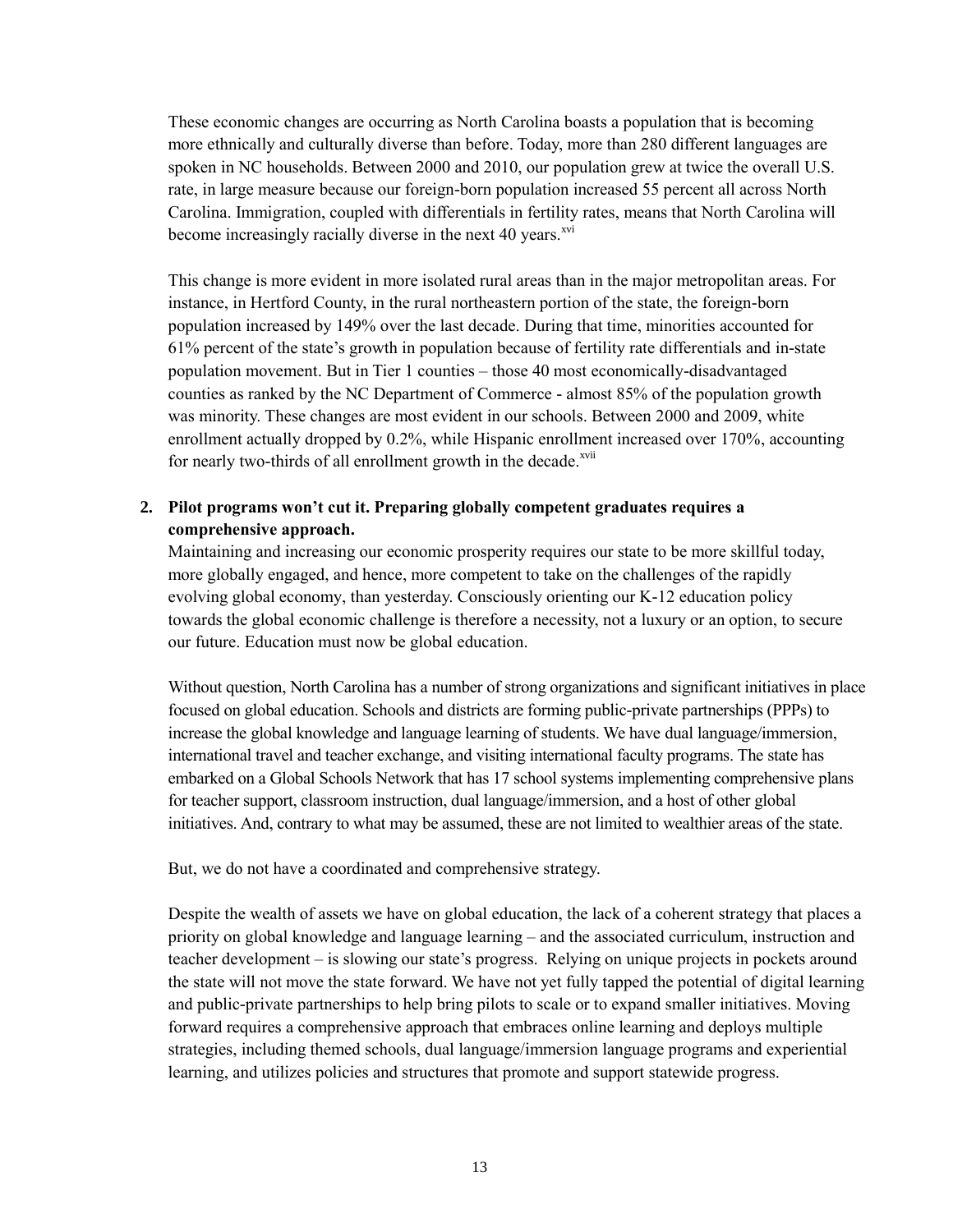These economic changes are occurring as North Carolina boasts a population that is becoming more ethnically and culturally diverse than before. Today, more than 280 different languages are spoken in NC households. Between 2000 and 2010, our population grew at twice the overall U.S. rate, in large measure because our foreign-born population increased 55 percent all across North Carolina. Immigration, coupled with differentials in fertility rates, means that North Carolina will become increasingly racially diverse in the next 40 years.[xvi]

This change is more evident in more isolated rural areas than in the major metropolitan areas. For instance, in Hertford County, in the rural northeastern portion of the state, the foreign-born population increased by 149% over the last decade. During that time, minorities accounted for 61% percent of the state's growth in population because of fertility rate differentials and in-state population movement. But in Tier 1 counties – those 40 most economically-disadvantaged counties as ranked by the NC Department of Commerce - almost 85% of the population growth was minority. These changes are most evident in our schools. Between 2000 and 2009, white enrollment actually dropped by 0.2%, while Hispanic enrollment increased over 170%, accounting for nearly two-thirds of all enrollment growth in the decade.[xvii]

2. **Pilot programs won't cut it. Preparing globally competent graduates requires a comprehensive approach.**

   Maintaining and increasing our economic prosperity requires our state to be more skillful today, more globally engaged, and hence, more competent to take on the challenges of the rapidly evolving global economy, than yesterday. Consciously orienting our K-12 education policy towards the global economic challenge is therefore a necessity, not a luxury or an option, to secure our future. Education must now be global education.

   Without question, North Carolina has a number of strong organizations and significant initiatives in place focused on global education. Schools and districts are forming public-private partnerships (PPPs) to increase the global knowledge and language learning of students. We have dual language/immersion, international travel and teacher exchange, and visiting international faculty programs. The state has embarked on a Global Schools Network that has 17 school systems implementing comprehensive plans for teacher support, classroom instruction, dual language/immersion, and a host of other global initiatives. And, contrary to what may be assumed, these are not limited to wealthier areas of the state.

   But, we do not have a coordinated and comprehensive strategy.

   Despite the wealth of assets we have on global education, the lack of a coherent strategy that places a priority on global knowledge and language learning – and the associated curriculum, instruction and teacher development – is slowing our state's progress. Relying on unique projects in pockets around the state will not move the state forward. We have not yet fully tapped the potential of digital learning and public-private partnerships to help bring pilots to scale or to expand smaller initiatives. Moving forward requires a comprehensive approach that embraces online learning and deploys multiple strategies, including themed schools, dual language/immersion language programs and experiential learning, and utilizes policies and structures that promote and support statewide progress.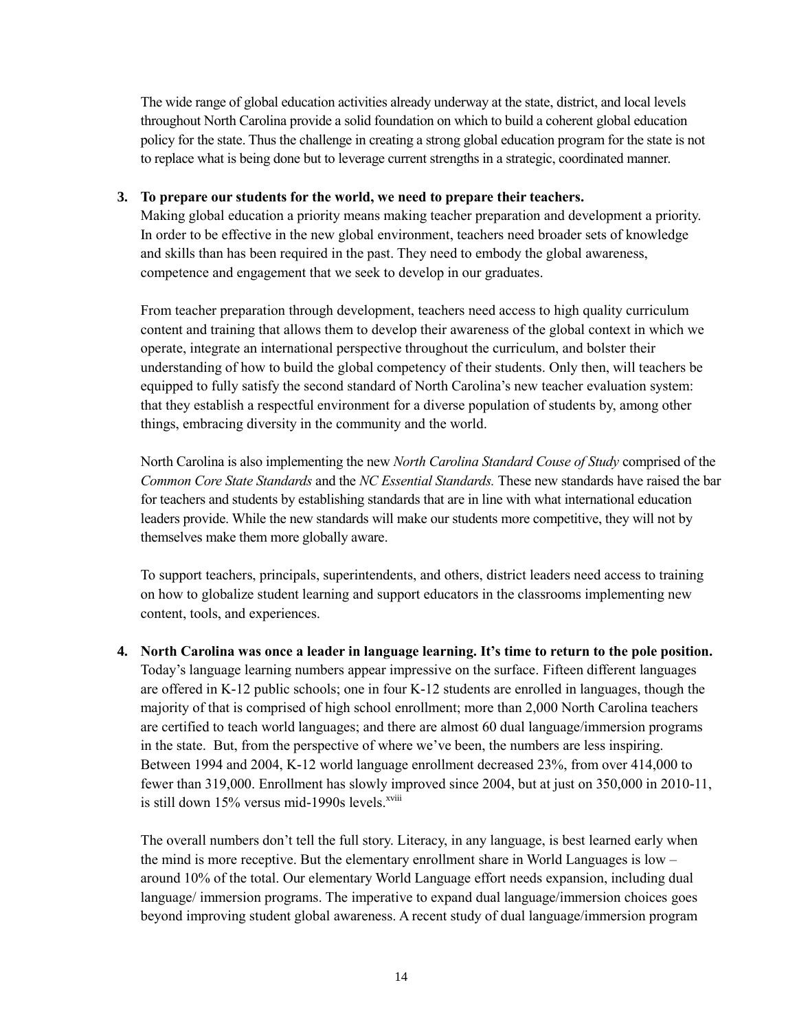The wide range of global education activities already underway at the state, district, and local levels throughout North Carolina provide a solid foundation on which to build a coherent global education policy for the state. Thus the challenge in creating a strong global education program for the state is not to replace what is being done but to leverage current strengths in a strategic, coordinated manner.

3. **To prepare our students for the world, we need to prepare their teachers.**
   Making global education a priority means making teacher preparation and development a priority. In order to be effective in the new global environment, teachers need broader sets of knowledge and skills than has been required in the past. They need to embody the global awareness, competence and engagement that we seek to develop in our graduates.

   From teacher preparation through development, teachers need access to high quality curriculum content and training that allows them to develop their awareness of the global context in which we operate, integrate an international perspective throughout the curriculum, and bolster their understanding of how to build the global competency of their students. Only then, will teachers be equipped to fully satisfy the second standard of North Carolina's new teacher evaluation system: that they establish a respectful environment for a diverse population of students by, among other things, embracing diversity in the community and the world.

   North Carolina is also implementing the new *North Carolina Standard Couse of Study* comprised of the *Common Core State Standards* and the *NC Essential Standards.* These new standards have raised the bar for teachers and students by establishing standards that are in line with what international education leaders provide. While the new standards will make our students more competitive, they will not by themselves make them more globally aware.

   To support teachers, principals, superintendents, and others, district leaders need access to training on how to globalize student learning and support educators in the classrooms implementing new content, tools, and experiences.

4. **North Carolina was once a leader in language learning. It's time to return to the pole position.**
   Today's language learning numbers appear impressive on the surface. Fifteen different languages are offered in K-12 public schools; one in four K-12 students are enrolled in languages, though the majority of that is comprised of high school enrollment; more than 2,000 North Carolina teachers are certified to teach world languages; and there are almost 60 dual language/immersion programs in the state. But, from the perspective of where we've been, the numbers are less inspiring. Between 1994 and 2004, K-12 world language enrollment decreased 23%, from over 414,000 to fewer than 319,000. Enrollment has slowly improved since 2004, but at just on 350,000 in 2010-11, is still down 15% versus mid-1990s levels.[xviii]

   The overall numbers don't tell the full story. Literacy, in any language, is best learned early when the mind is more receptive. But the elementary enrollment share in World Languages is low – around 10% of the total. Our elementary World Language effort needs expansion, including dual language/ immersion programs. The imperative to expand dual language/immersion choices goes beyond improving student global awareness. A recent study of dual language/immersion program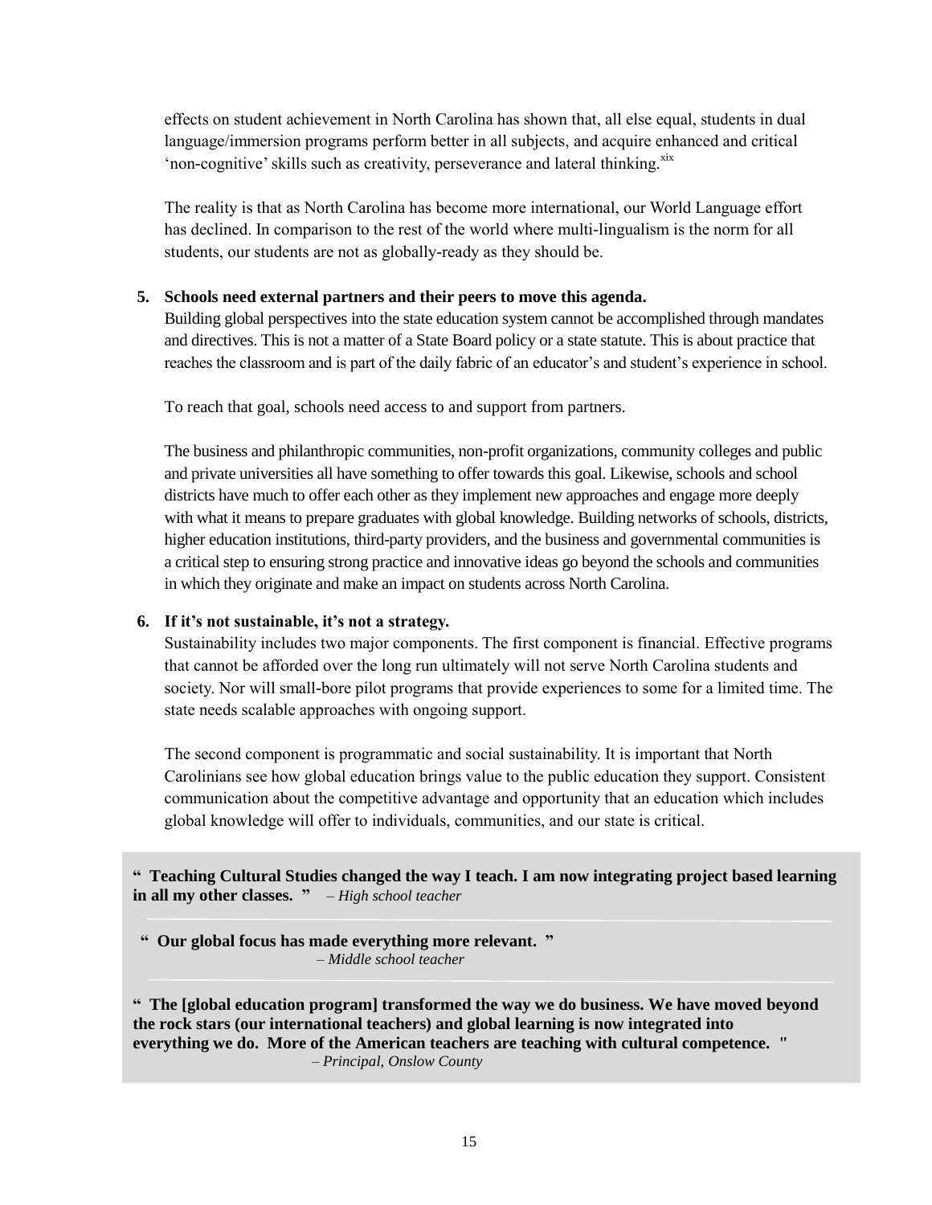effects on student achievement in North Carolina has shown that, all else equal, students in dual language/immersion programs perform better in all subjects, and acquire enhanced and critical 'non-cognitive' skills such as creativity, perseverance and lateral thinking.[xix]

The reality is that as North Carolina has become more international, our World Language effort has declined. In comparison to the rest of the world where multi-lingualism is the norm for all students, our students are not as globally-ready as they should be.

5. **Schools need external partners and their peers to move this agenda.**
   Building global perspectives into the state education system cannot be accomplished through mandates and directives. This is not a matter of a State Board policy or a state statute. This is about practice that reaches the classroom and is part of the daily fabric of an educator's and student's experience in school.

   To reach that goal, schools need access to and support from partners.

   The business and philanthropic communities, non-profit organizations, community colleges and public and private universities all have something to offer towards this goal. Likewise, schools and school districts have much to offer each other as they implement new approaches and engage more deeply with what it means to prepare graduates with global knowledge. Building networks of schools, districts, higher education institutions, third-party providers, and the business and governmental communities is a critical step to ensuring strong practice and innovative ideas go beyond the schools and communities in which they originate and make an impact on students across North Carolina.

6. **If it's not sustainable, it's not a strategy.**
   Sustainability includes two major components. The first component is financial. Effective programs that cannot be afforded over the long run ultimately will not serve North Carolina students and society. Nor will small-bore pilot programs that provide experiences to some for a limited time. The state needs scalable approaches with ongoing support.

   The second component is programmatic and social sustainability. It is important that North Carolinians see how global education brings value to the public education they support. Consistent communication about the competitive advantage and opportunity that an education which includes global knowledge will offer to individuals, communities, and our state is critical.

> **" Teaching Cultural Studies changed the way I teach. I am now integrating project based learning in all my other classes. "** *– High school teacher*
>
> **" Our global focus has made everything more relevant. "**
> *– Middle school teacher*
>
> **" The [global education program] transformed the way we do business. We have moved beyond the rock stars (our international teachers) and global learning is now integrated into everything we do. More of the American teachers are teaching with cultural competence. "**
> *– Principal, Onslow County*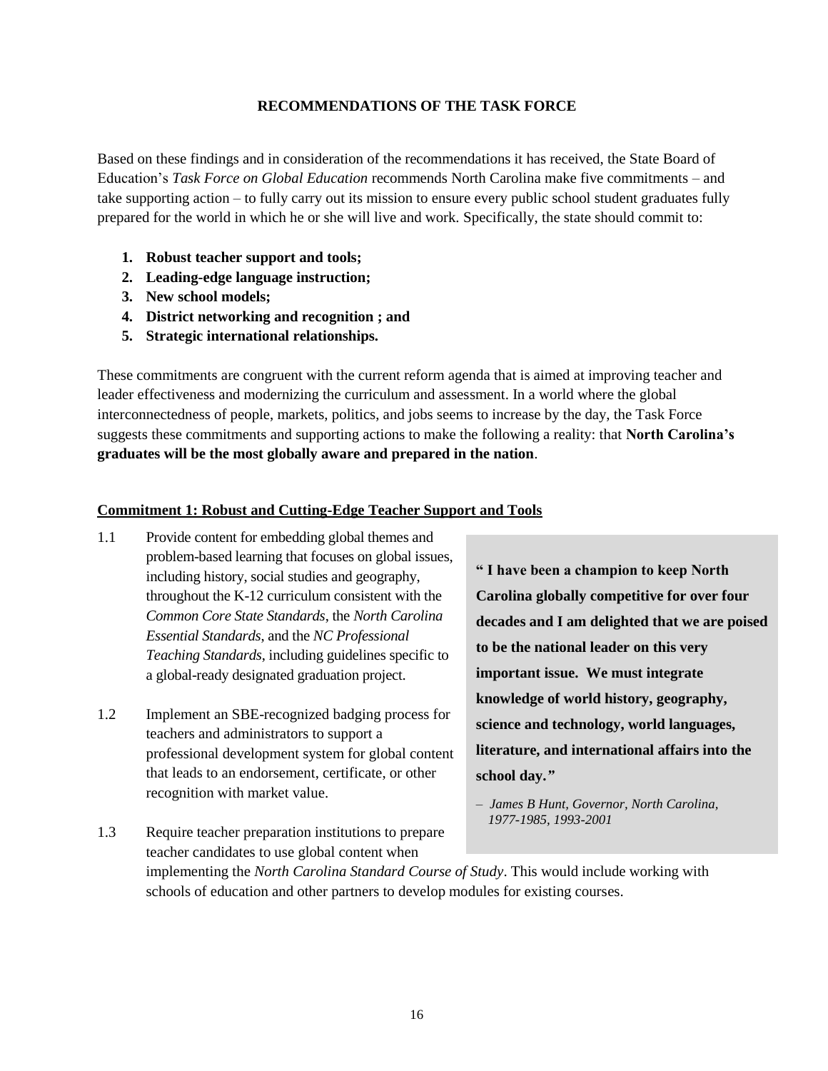## RECOMMENDATIONS OF THE TASK FORCE

Based on these findings and in consideration of the recommendations it has received, the State Board of Education's *Task Force on Global Education* recommends North Carolina make five commitments – and take supporting action – to fully carry out its mission to ensure every public school student graduates fully prepared for the world in which he or she will live and work. Specifically, the state should commit to:

1. **Robust teacher support and tools;**
2. **Leading-edge language instruction;**
3. **New school models;**
4. **District networking and recognition ; and**
5. **Strategic international relationships.**

These commitments are congruent with the current reform agenda that is aimed at improving teacher and leader effectiveness and modernizing the curriculum and assessment. In a world where the global interconnectedness of people, markets, politics, and jobs seems to increase by the day, the Task Force suggests these commitments and supporting actions to make the following a reality: that **North Carolina's graduates will be the most globally aware and prepared in the nation**.

### Commitment 1: Robust and Cutting-Edge Teacher Support and Tools

1.1 Provide content for embedding global themes and problem-based learning that focuses on global issues, including history, social studies and geography, throughout the K-12 curriculum consistent with the *Common Core State Standards*, the *North Carolina Essential Standards*, and the *NC Professional Teaching Standards*, including guidelines specific to a global-ready designated graduation project.

1.2 Implement an SBE-recognized badging process for teachers and administrators to support a professional development system for global content that leads to an endorsement, certificate, or other recognition with market value.

1.3 Require teacher preparation institutions to prepare teacher candidates to use global content when implementing the *North Carolina Standard Course of Study*. This would include working with schools of education and other partners to develop modules for existing courses.

> **" I have been a champion to keep North Carolina globally competitive for over four decades and I am delighted that we are poised to be the national leader on this very important issue. We must integrate knowledge of world history, geography, science and technology, world languages, literature, and international affairs into the school day."**
>
> – *James B Hunt, Governor, North Carolina, 1977-1985, 1993-2001*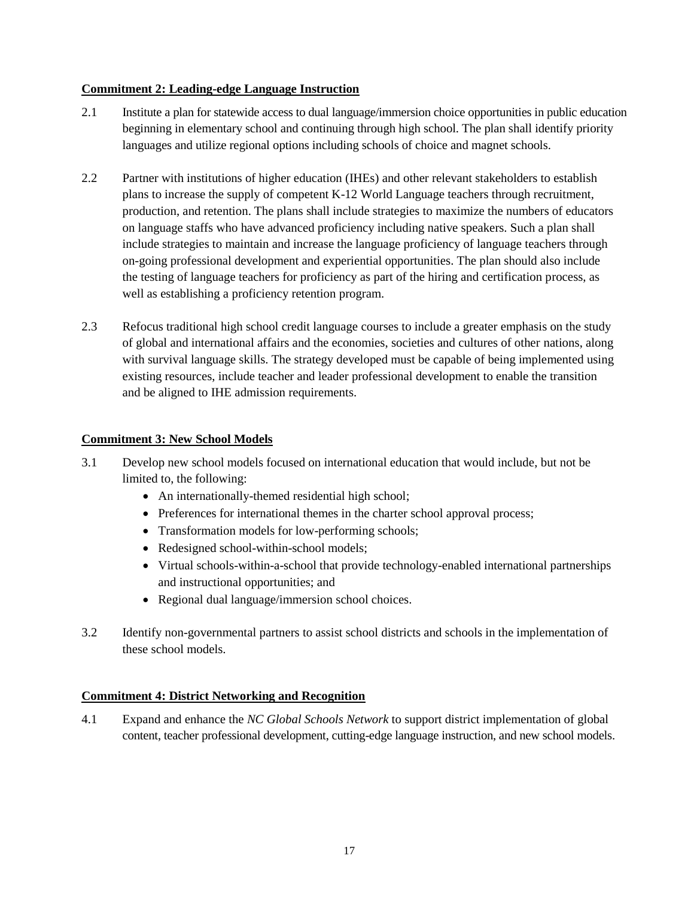**Commitment 2: Leading-edge Language Instruction**

2.1 Institute a plan for statewide access to dual language/immersion choice opportunities in public education beginning in elementary school and continuing through high school. The plan shall identify priority languages and utilize regional options including schools of choice and magnet schools.

2.2 Partner with institutions of higher education (IHEs) and other relevant stakeholders to establish plans to increase the supply of competent K-12 World Language teachers through recruitment, production, and retention. The plans shall include strategies to maximize the numbers of educators on language staffs who have advanced proficiency including native speakers. Such a plan shall include strategies to maintain and increase the language proficiency of language teachers through on-going professional development and experiential opportunities. The plan should also include the testing of language teachers for proficiency as part of the hiring and certification process, as well as establishing a proficiency retention program.

2.3 Refocus traditional high school credit language courses to include a greater emphasis on the study of global and international affairs and the economies, societies and cultures of other nations, along with survival language skills. The strategy developed must be capable of being implemented using existing resources, include teacher and leader professional development to enable the transition and be aligned to IHE admission requirements.

**Commitment 3: New School Models**

3.1 Develop new school models focused on international education that would include, but not be limited to, the following:

- An internationally-themed residential high school;
- Preferences for international themes in the charter school approval process;
- Transformation models for low-performing schools;
- Redesigned school-within-school models;
- Virtual schools-within-a-school that provide technology-enabled international partnerships and instructional opportunities; and
- Regional dual language/immersion school choices.

3.2 Identify non-governmental partners to assist school districts and schools in the implementation of these school models.

**Commitment 4: District Networking and Recognition**

4.1 Expand and enhance the *NC Global Schools Network* to support district implementation of global content, teacher professional development, cutting-edge language instruction, and new school models.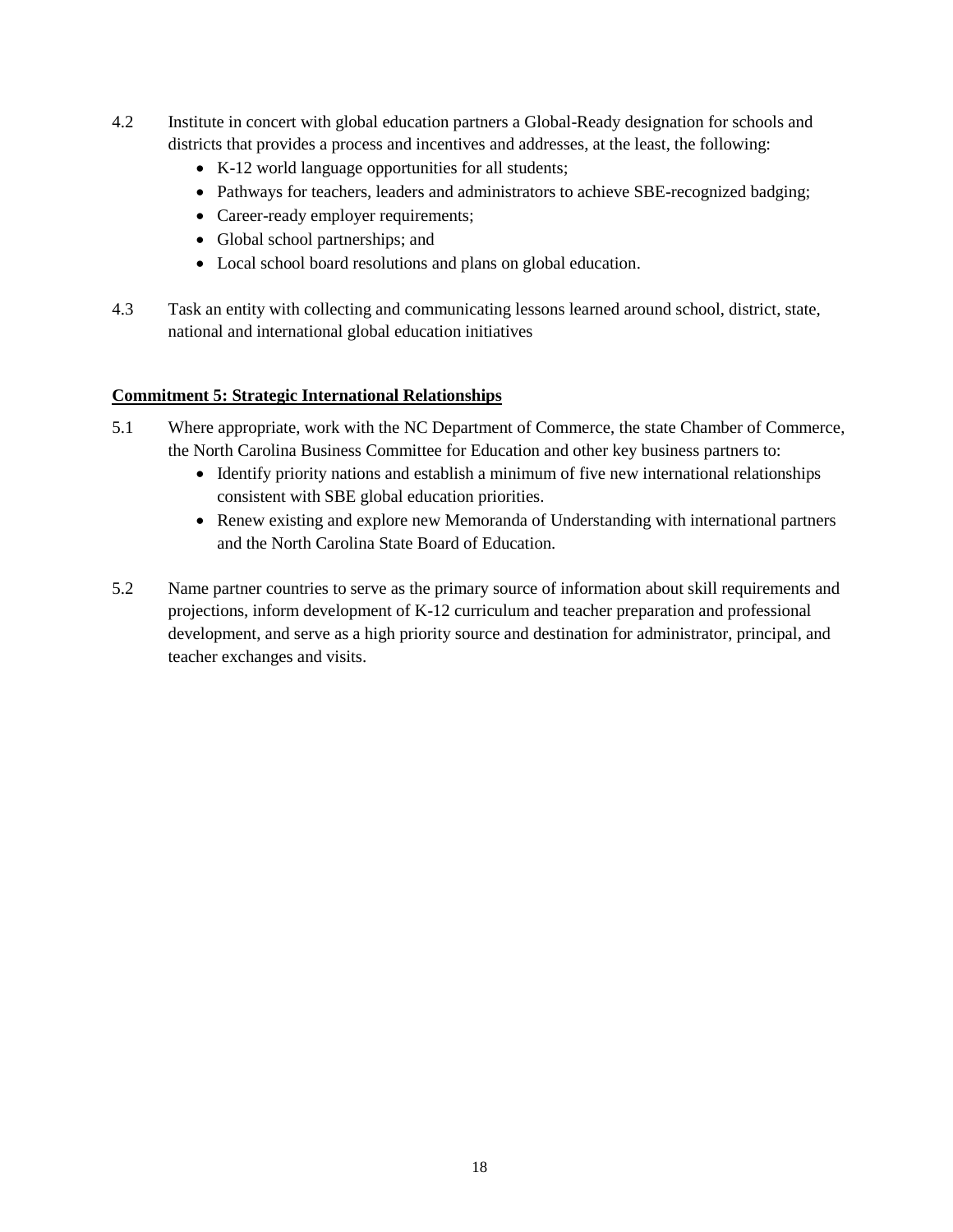4.2 Institute in concert with global education partners a Global-Ready designation for schools and districts that provides a process and incentives and addresses, at the least, the following:

- K-12 world language opportunities for all students;
- Pathways for teachers, leaders and administrators to achieve SBE-recognized badging;
- Career-ready employer requirements;
- Global school partnerships; and
- Local school board resolutions and plans on global education.

4.3 Task an entity with collecting and communicating lessons learned around school, district, state, national and international global education initiatives

**Commitment 5: Strategic International Relationships**

5.1 Where appropriate, work with the NC Department of Commerce, the state Chamber of Commerce, the North Carolina Business Committee for Education and other key business partners to:

- Identify priority nations and establish a minimum of five new international relationships consistent with SBE global education priorities.
- Renew existing and explore new Memoranda of Understanding with international partners and the North Carolina State Board of Education.

5.2 Name partner countries to serve as the primary source of information about skill requirements and projections, inform development of K-12 curriculum and teacher preparation and professional development, and serve as a high priority source and destination for administrator, principal, and teacher exchanges and visits.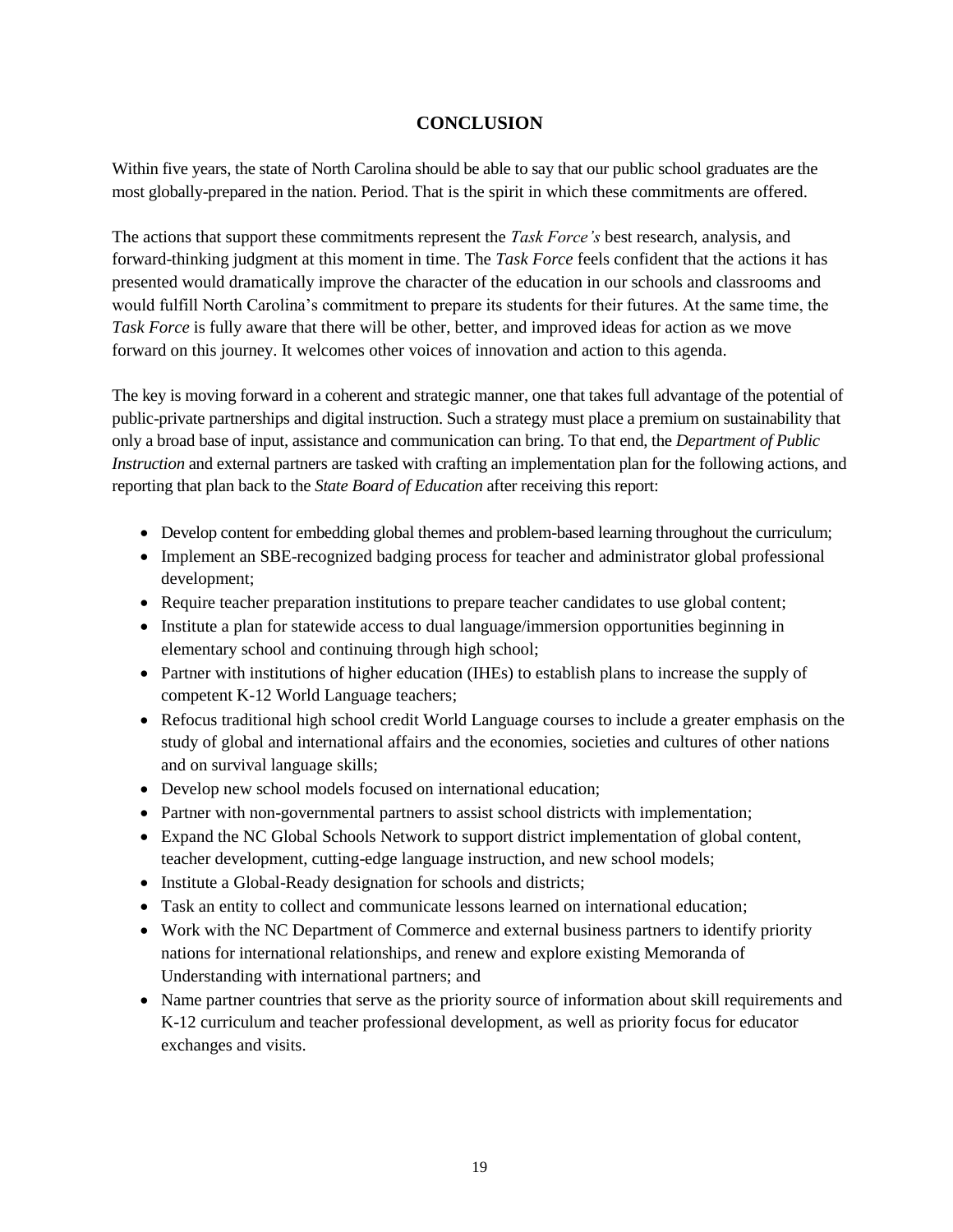# CONCLUSION

Within five years, the state of North Carolina should be able to say that our public school graduates are the most globally-prepared in the nation. Period. That is the spirit in which these commitments are offered.

The actions that support these commitments represent the *Task Force's* best research, analysis, and forward-thinking judgment at this moment in time. The *Task Force* feels confident that the actions it has presented would dramatically improve the character of the education in our schools and classrooms and would fulfill North Carolina's commitment to prepare its students for their futures. At the same time, the *Task Force* is fully aware that there will be other, better, and improved ideas for action as we move forward on this journey. It welcomes other voices of innovation and action to this agenda.

The key is moving forward in a coherent and strategic manner, one that takes full advantage of the potential of public-private partnerships and digital instruction. Such a strategy must place a premium on sustainability that only a broad base of input, assistance and communication can bring. To that end, the *Department of Public Instruction* and external partners are tasked with crafting an implementation plan for the following actions, and reporting that plan back to the *State Board of Education* after receiving this report:

- Develop content for embedding global themes and problem-based learning throughout the curriculum;
- Implement an SBE-recognized badging process for teacher and administrator global professional development;
- Require teacher preparation institutions to prepare teacher candidates to use global content;
- Institute a plan for statewide access to dual language/immersion opportunities beginning in elementary school and continuing through high school;
- Partner with institutions of higher education (IHEs) to establish plans to increase the supply of competent K-12 World Language teachers;
- Refocus traditional high school credit World Language courses to include a greater emphasis on the study of global and international affairs and the economies, societies and cultures of other nations and on survival language skills;
- Develop new school models focused on international education;
- Partner with non-governmental partners to assist school districts with implementation;
- Expand the NC Global Schools Network to support district implementation of global content, teacher development, cutting-edge language instruction, and new school models;
- Institute a Global-Ready designation for schools and districts;
- Task an entity to collect and communicate lessons learned on international education;
- Work with the NC Department of Commerce and external business partners to identify priority nations for international relationships, and renew and explore existing Memoranda of Understanding with international partners; and
- Name partner countries that serve as the priority source of information about skill requirements and K-12 curriculum and teacher professional development, as well as priority focus for educator exchanges and visits.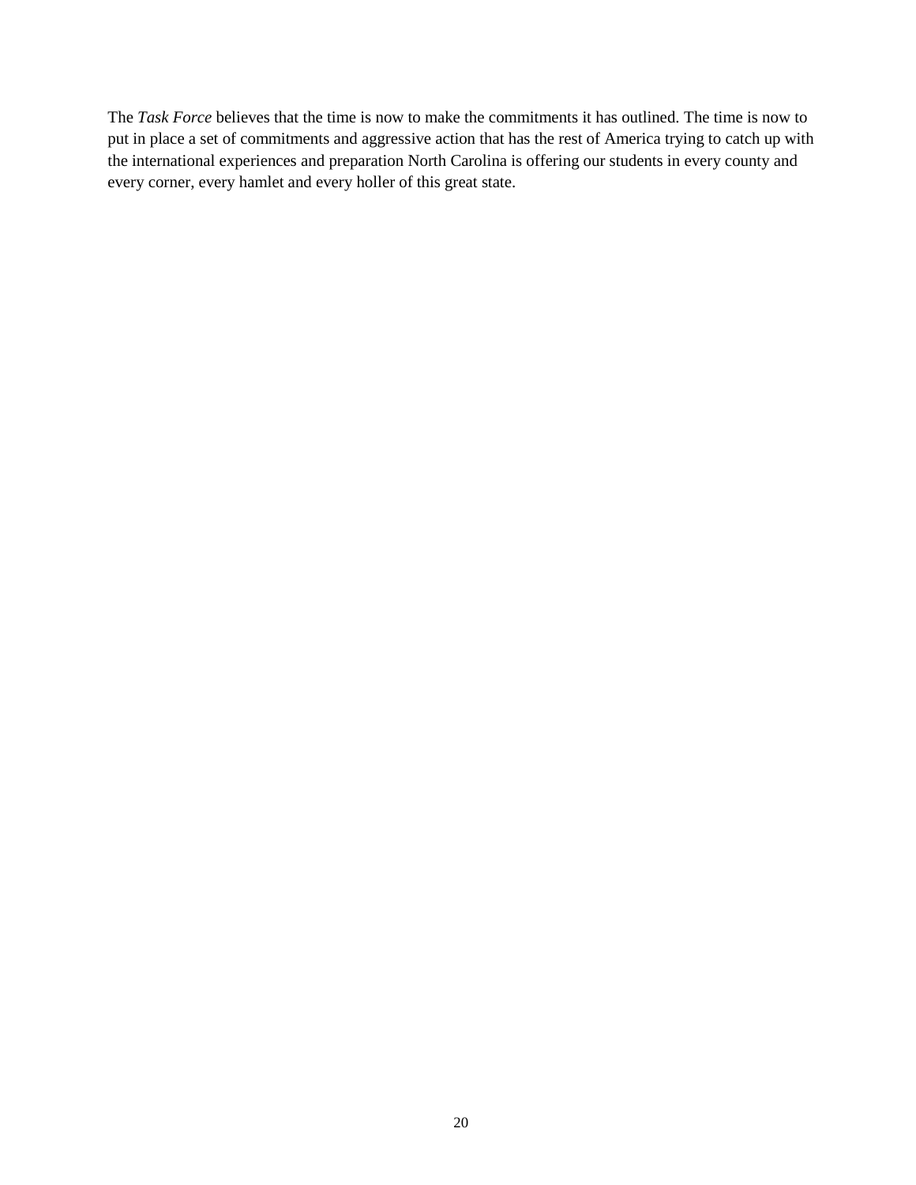The *Task Force* believes that the time is now to make the commitments it has outlined. The time is now to put in place a set of commitments and aggressive action that has the rest of America trying to catch up with the international experiences and preparation North Carolina is offering our students in every county and every corner, every hamlet and every holler of this great state.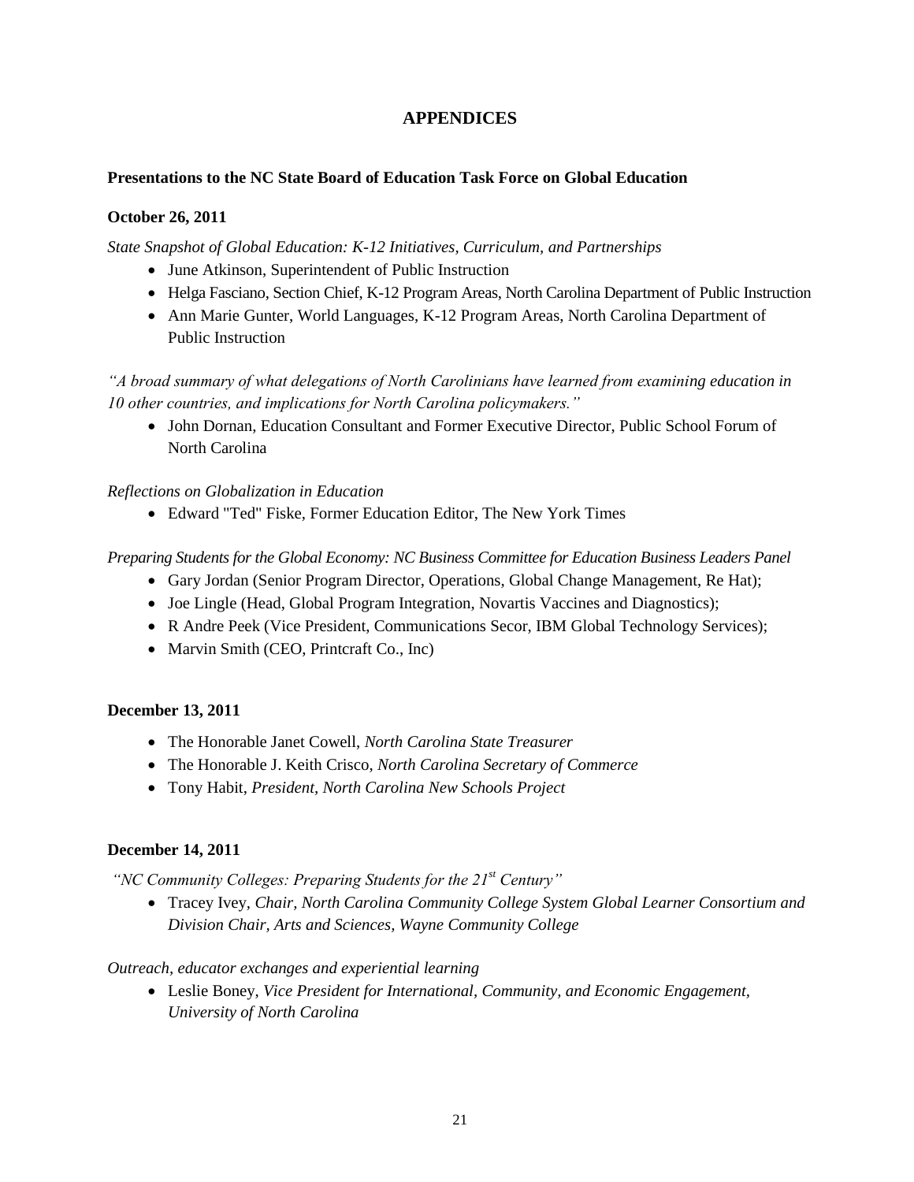# APPENDICES

**Presentations to the NC State Board of Education Task Force on Global Education**

**October 26, 2011**

*State Snapshot of Global Education: K-12 Initiatives, Curriculum, and Partnerships*

- June Atkinson, Superintendent of Public Instruction
- Helga Fasciano, Section Chief, K-12 Program Areas, North Carolina Department of Public Instruction
- Ann Marie Gunter, World Languages, K-12 Program Areas, North Carolina Department of Public Instruction

*"A broad summary of what delegations of North Carolinians have learned from examining education in 10 other countries, and implications for North Carolina policymakers."*

- John Dornan, Education Consultant and Former Executive Director, Public School Forum of North Carolina

*Reflections on Globalization in Education*

- Edward "Ted" Fiske, Former Education Editor, The New York Times

*Preparing Students for the Global Economy: NC Business Committee for Education Business Leaders Panel*

- Gary Jordan (Senior Program Director, Operations, Global Change Management, Re Hat);
- Joe Lingle (Head, Global Program Integration, Novartis Vaccines and Diagnostics);
- R Andre Peek (Vice President, Communications Secor, IBM Global Technology Services);
- Marvin Smith (CEO, Printcraft Co., Inc)

**December 13, 2011**

- The Honorable Janet Cowell, *North Carolina State Treasurer*
- The Honorable J. Keith Crisco, *North Carolina Secretary of Commerce*
- Tony Habit, *President, North Carolina New Schools Project*

**December 14, 2011**

*"NC Community Colleges: Preparing Students for the 21st Century"*

- Tracey Ivey, *Chair, North Carolina Community College System Global Learner Consortium and Division Chair, Arts and Sciences, Wayne Community College*

*Outreach, educator exchanges and experiential learning*

- Leslie Boney, *Vice President for International, Community, and Economic Engagement, University of North Carolina*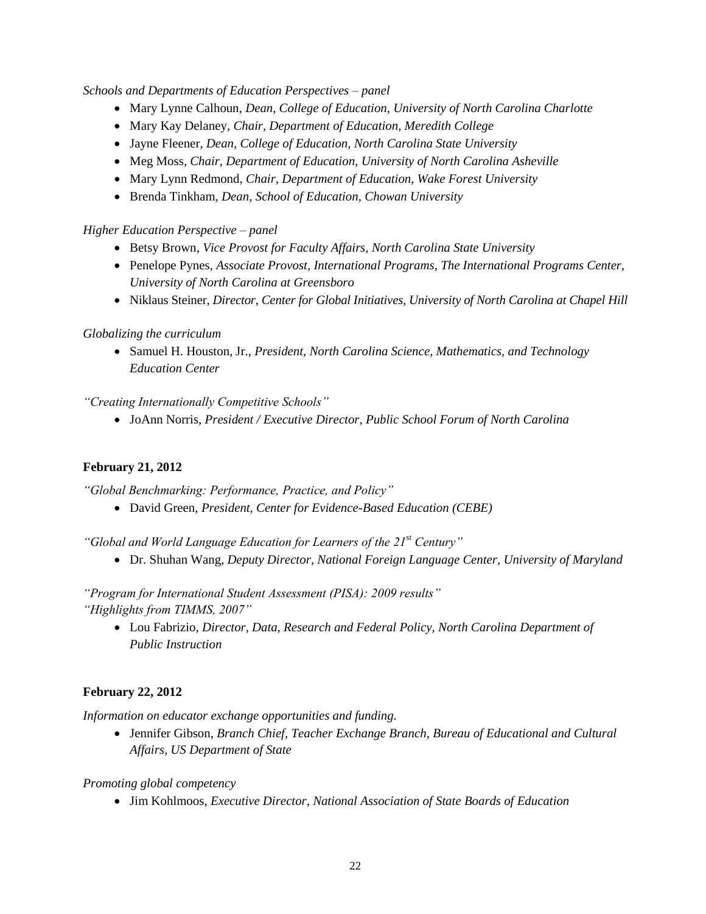*Schools and Departments of Education Perspectives – panel*

- Mary Lynne Calhoun, *Dean, College of Education, University of North Carolina Charlotte*
- Mary Kay Delaney, *Chair, Department of Education, Meredith College*
- Jayne Fleener, *Dean, College of Education, North Carolina State University*
- Meg Moss, *Chair, Department of Education, University of North Carolina Asheville*
- Mary Lynn Redmond, *Chair, Department of Education, Wake Forest University*
- Brenda Tinkham, *Dean, School of Education, Chowan University*

*Higher Education Perspective – panel*

- Betsy Brown, *Vice Provost for Faculty Affairs, North Carolina State University*
- Penelope Pynes, *Associate Provost, International Programs, The International Programs Center, University of North Carolina at Greensboro*
- Niklaus Steiner, *Director, Center for Global Initiatives, University of North Carolina at Chapel Hill*

*Globalizing the curriculum*

- Samuel H. Houston, Jr., *President, North Carolina Science, Mathematics, and Technology Education Center*

*"Creating Internationally Competitive Schools"*

- JoAnn Norris, *President / Executive Director, Public School Forum of North Carolina*

**February 21, 2012**

*"Global Benchmarking: Performance, Practice, and Policy"*

- David Green, *President, Center for Evidence-Based Education (CEBE)*

*"Global and World Language Education for Learners of the 21st Century"*

- Dr. Shuhan Wang, *Deputy Director, National Foreign Language Center, University of Maryland*

*"Program for International Student Assessment (PISA): 2009 results"*
*"Highlights from TIMMS, 2007"*

- Lou Fabrizio, *Director, Data, Research and Federal Policy, North Carolina Department of Public Instruction*

**February 22, 2012**

*Information on educator exchange opportunities and funding.*

- Jennifer Gibson, *Branch Chief, Teacher Exchange Branch, Bureau of Educational and Cultural Affairs, US Department of State*

*Promoting global competency*

- Jim Kohlmoos, *Executive Director, National Association of State Boards of Education*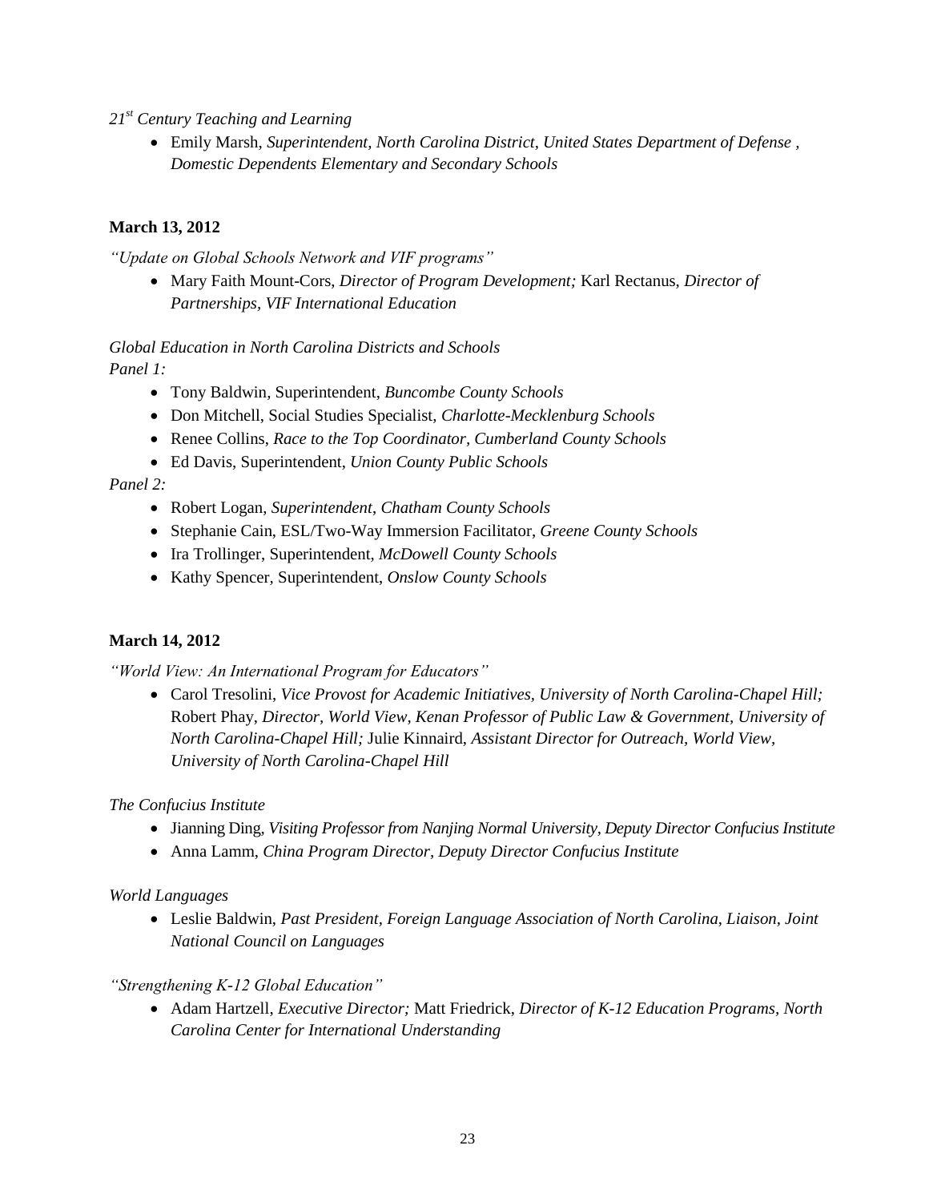*21st Century Teaching and Learning*

- Emily Marsh, *Superintendent, North Carolina District, United States Department of Defense , Domestic Dependents Elementary and Secondary Schools*

**March 13, 2012**

*"Update on Global Schools Network and VIF programs"*

- Mary Faith Mount-Cors, *Director of Program Development;* Karl Rectanus, *Director of Partnerships, VIF International Education*

*Global Education in North Carolina Districts and Schools*

*Panel 1:*

- Tony Baldwin, Superintendent, *Buncombe County Schools*
- Don Mitchell, Social Studies Specialist, *Charlotte-Mecklenburg Schools*
- Renee Collins, *Race to the Top Coordinator, Cumberland County Schools*
- Ed Davis, Superintendent, *Union County Public Schools*

*Panel 2:*

- Robert Logan, *Superintendent*, *Chatham County Schools*
- Stephanie Cain, ESL/Two-Way Immersion Facilitator, *Greene County Schools*
- Ira Trollinger, Superintendent, *McDowell County Schools*
- Kathy Spencer, Superintendent, *Onslow County Schools*

**March 14, 2012**

*"World View: An International Program for Educators"*

- Carol Tresolini, *Vice Provost for Academic Initiatives, University of North Carolina-Chapel Hill;* Robert Phay, *Director, World View, Kenan Professor of Public Law & Government, University of North Carolina-Chapel Hill;* Julie Kinnaird, *Assistant Director for Outreach, World View, University of North Carolina-Chapel Hill*

*The Confucius Institute*

- Jianning Ding, *Visiting Professor from Nanjing Normal University, Deputy Director Confucius Institute*
- Anna Lamm, *China Program Director, Deputy Director Confucius Institute*

*World Languages*

- Leslie Baldwin, *Past President, Foreign Language Association of North Carolina, Liaison, Joint National Council on Languages*

*"Strengthening K-12 Global Education"*

- Adam Hartzell, *Executive Director;* Matt Friedrick, *Director of K-12 Education Programs, North Carolina Center for International Understanding*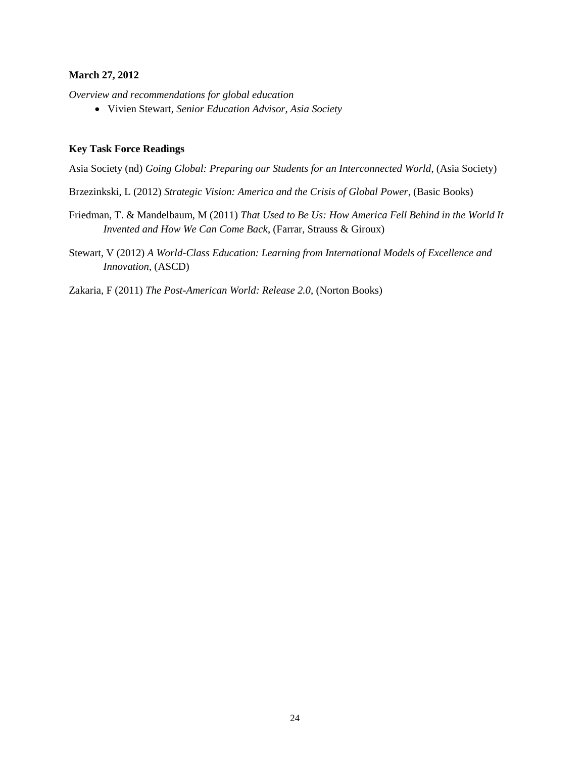**March 27, 2012**

*Overview and recommendations for global education*

- Vivien Stewart, *Senior Education Advisor, Asia Society*

**Key Task Force Readings**

Asia Society (nd) *Going Global: Preparing our Students for an Interconnected World*, (Asia Society)

Brzezinkski, L (2012) *Strategic Vision: America and the Crisis of Global Power*, (Basic Books)

Friedman, T. & Mandelbaum, M (2011) *That Used to Be Us: How America Fell Behind in the World It Invented and How We Can Come Back*, (Farrar, Strauss & Giroux)

Stewart, V (2012) *A World-Class Education: Learning from International Models of Excellence and Innovation*, (ASCD)

Zakaria, F (2011) *The Post-American World: Release 2.0*, (Norton Books)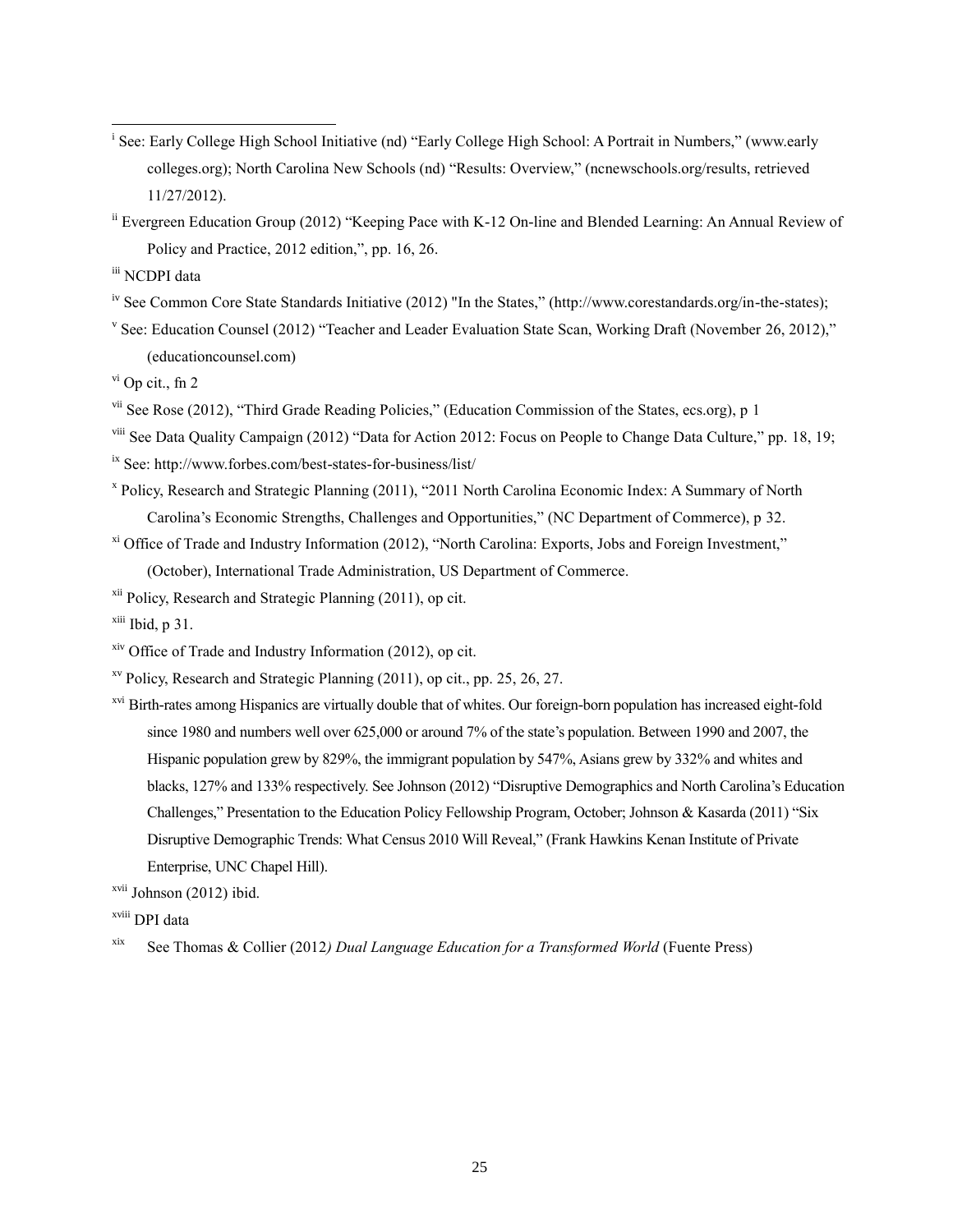[i] See: Early College High School Initiative (nd) "Early College High School: A Portrait in Numbers," (www.early colleges.org); North Carolina New Schools (nd) "Results: Overview," (ncnewschools.org/results, retrieved 11/27/2012).

[ii] Evergreen Education Group (2012) "Keeping Pace with K-12 On-line and Blended Learning: An Annual Review of Policy and Practice, 2012 edition,", pp. 16, 26.

[iii] NCDPI data

[iv] See Common Core State Standards Initiative (2012) "In the States," (http://www.corestandards.org/in-the-states);

[v] See: Education Counsel (2012) "Teacher and Leader Evaluation State Scan, Working Draft (November 26, 2012)," (educationcounsel.com)

[vi] Op cit., fn 2

[vii] See Rose (2012), "Third Grade Reading Policies," (Education Commission of the States, ecs.org), p 1

[viii] See Data Quality Campaign (2012) "Data for Action 2012: Focus on People to Change Data Culture," pp. 18, 19;

[ix] See: http://www.forbes.com/best-states-for-business/list/

[x] Policy, Research and Strategic Planning (2011), "2011 North Carolina Economic Index: A Summary of North Carolina's Economic Strengths, Challenges and Opportunities," (NC Department of Commerce), p 32.

[xi] Office of Trade and Industry Information (2012), "North Carolina: Exports, Jobs and Foreign Investment," (October), International Trade Administration, US Department of Commerce.

[xii] Policy, Research and Strategic Planning (2011), op cit.

[xiii] Ibid, p 31.

[xiv] Office of Trade and Industry Information (2012), op cit.

[xv] Policy, Research and Strategic Planning (2011), op cit., pp. 25, 26, 27.

[xvi] Birth-rates among Hispanics are virtually double that of whites. Our foreign-born population has increased eight-fold since 1980 and numbers well over 625,000 or around 7% of the state's population. Between 1990 and 2007, the Hispanic population grew by 829%, the immigrant population by 547%, Asians grew by 332% and whites and blacks, 127% and 133% respectively. See Johnson (2012) "Disruptive Demographics and North Carolina's Education Challenges," Presentation to the Education Policy Fellowship Program, October; Johnson & Kasarda (2011) "Six Disruptive Demographic Trends: What Census 2010 Will Reveal," (Frank Hawkins Kenan Institute of Private Enterprise, UNC Chapel Hill).

[xvii] Johnson (2012) ibid.

[xviii] DPI data

[xix] See Thomas & Collier (2012*) Dual Language Education for a Transformed World* (Fuente Press)